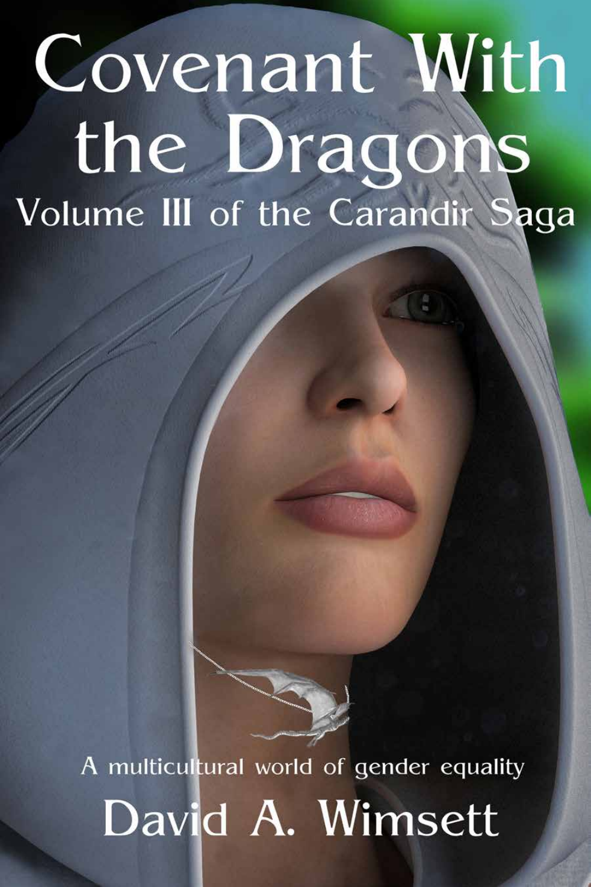# Covenant With the Dragons

## Volume III of the Carandir Saga

A multicultural world of gender equality

David A. Wimsett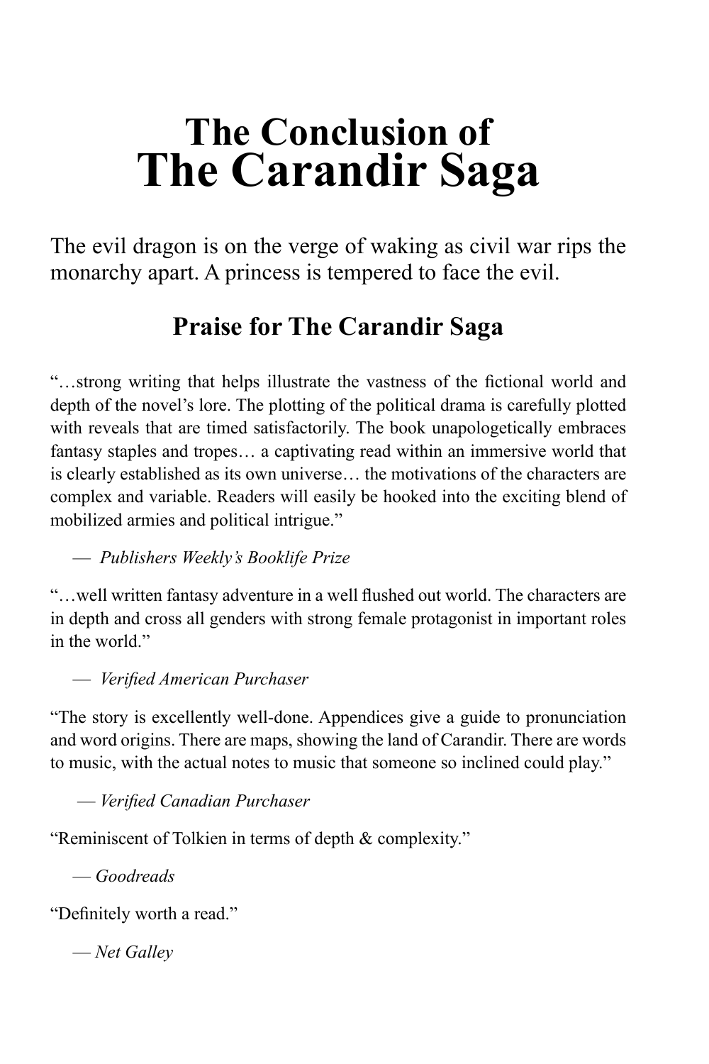# The Conclusion of
# The Carandir Saga

The evil dragon is on the verge of waking as civil war rips the monarchy apart. A princess is tempered to face the evil.

## Praise for The Carandir Saga

"…strong writing that helps illustrate the vastness of the fictional world and depth of the novel's lore. The plotting of the political drama is carefully plotted with reveals that are timed satisfactorily. The book unapologetically embraces fantasy staples and tropes… a captivating read within an immersive world that is clearly established as its own universe… the motivations of the characters are complex and variable. Readers will easily be hooked into the exciting blend of mobilized armies and political intrigue."

— *Publishers Weekly's Booklife Prize*

"…well written fantasy adventure in a well flushed out world. The characters are in depth and cross all genders with strong female protagonist in important roles in the world."

— *Verified American Purchaser*

"The story is excellently well-done. Appendices give a guide to pronunciation and word origins. There are maps, showing the land of Carandir. There are words to music, with the actual notes to music that someone so inclined could play."

— *Verified Canadian Purchaser*

"Reminiscent of Tolkien in terms of depth & complexity."

— *Goodreads*

"Definitely worth a read."

— *Net Galley*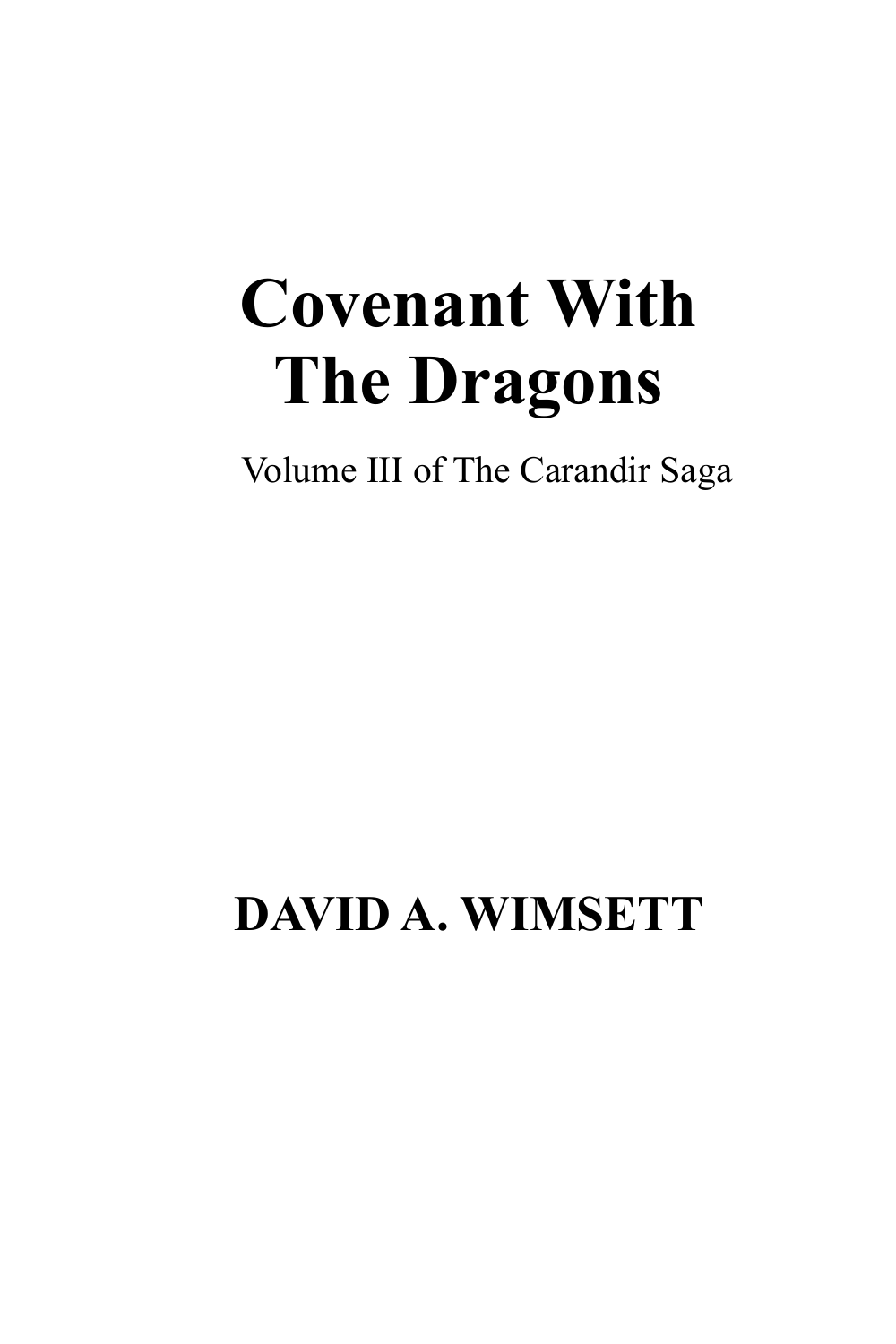# Covenant With The Dragons

Volume III of The Carandir Saga

**DAVID A. WIMSETT**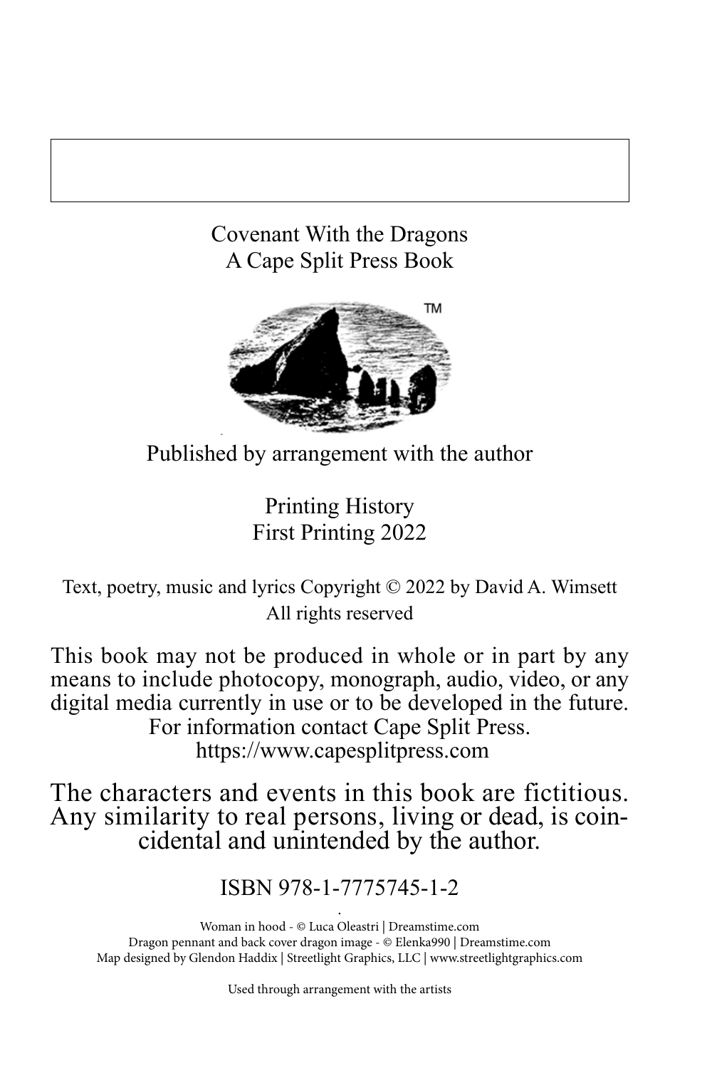Covenant With the Dragons
A Cape Split Press Book

Published by arrangement with the author

Printing History
First Printing 2022

Text, poetry, music and lyrics Copyright © 2022 by David A. Wimsett
All rights reserved

This book may not be produced in whole or in part by any means to include photocopy, monograph, audio, video, or any digital media currently in use or to be developed in the future. For information contact Cape Split Press.
https://www.capesplitpress.com

The characters and events in this book are fictitious. Any similarity to real persons, living or dead, is coincidental and unintended by the author.

ISBN 978-1-7775745-1-2

Woman in hood - © Luca Oleastri | Dreamstime.com
Dragon pennant and back cover dragon image - © Elenka990 | Dreamstime.com
Map designed by Glendon Haddix | Streetlight Graphics, LLC | www.streetlightgraphics.com

Used through arrangement with the artists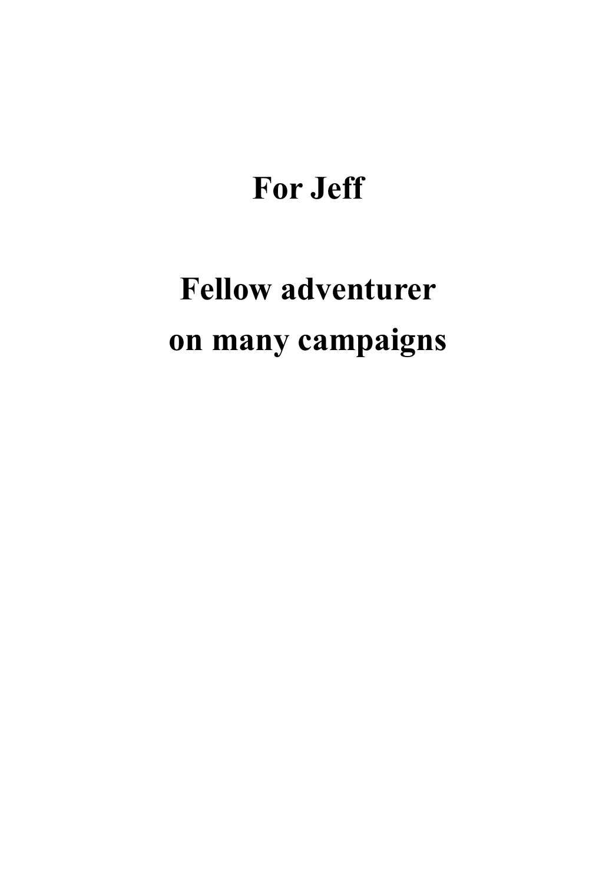**For Jeff**

**Fellow adventurer**
**on many campaigns**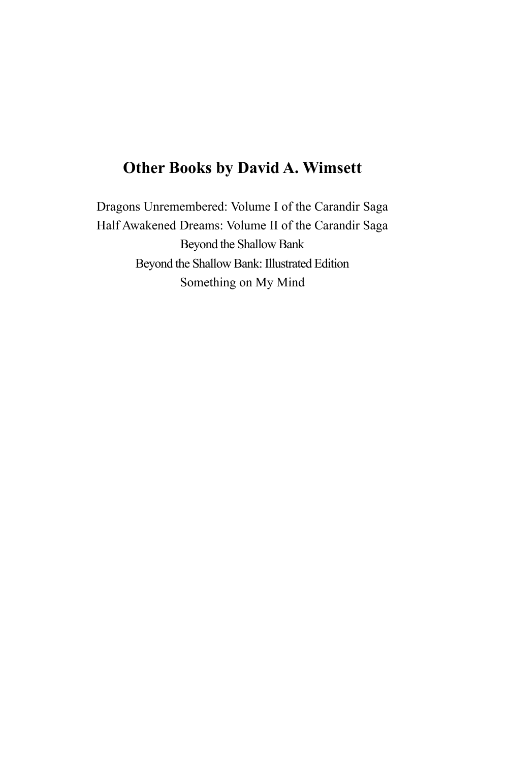## Other Books by David A. Wimsett

Dragons Unremembered: Volume I of the Carandir Saga
Half Awakened Dreams: Volume II of the Carandir Saga
Beyond the Shallow Bank
Beyond the Shallow Bank: Illustrated Edition
Something on My Mind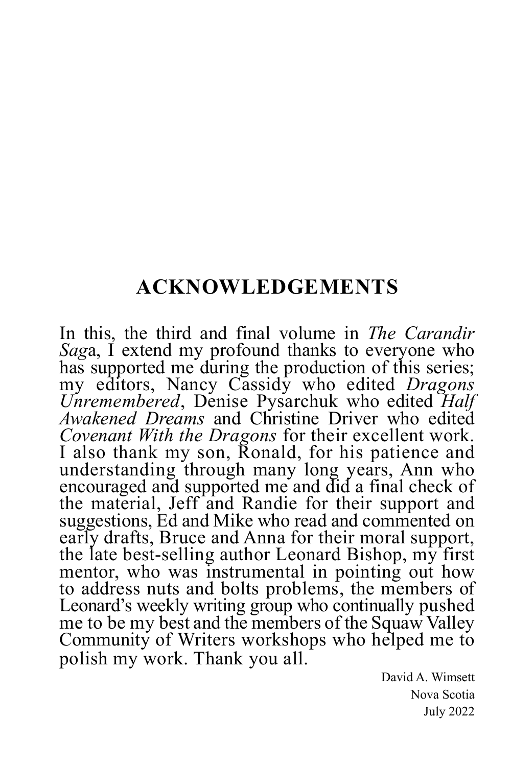# ACKNOWLEDGEMENTS

In this, the third and final volume in *The Carandir Saga*, I extend my profound thanks to everyone who has supported me during the production of this series; my editors, Nancy Cassidy who edited *Dragons Unremembered*, Denise Pysarchuk who edited *Half Awakened Dreams* and Christine Driver who edited *Covenant With the Dragons* for their excellent work. I also thank my son, Ronald, for his patience and understanding through many long years, Ann who encouraged and supported me and did a final check of the material, Jeff and Randie for their support and suggestions, Ed and Mike who read and commented on early drafts, Bruce and Anna for their moral support, the late best-selling author Leonard Bishop, my first mentor, who was instrumental in pointing out how to address nuts and bolts problems, the members of Leonard's weekly writing group who continually pushed me to be my best and the members of the Squaw Valley Community of Writers workshops who helped me to polish my work. Thank you all.

David A. Wimsett
Nova Scotia
July 2022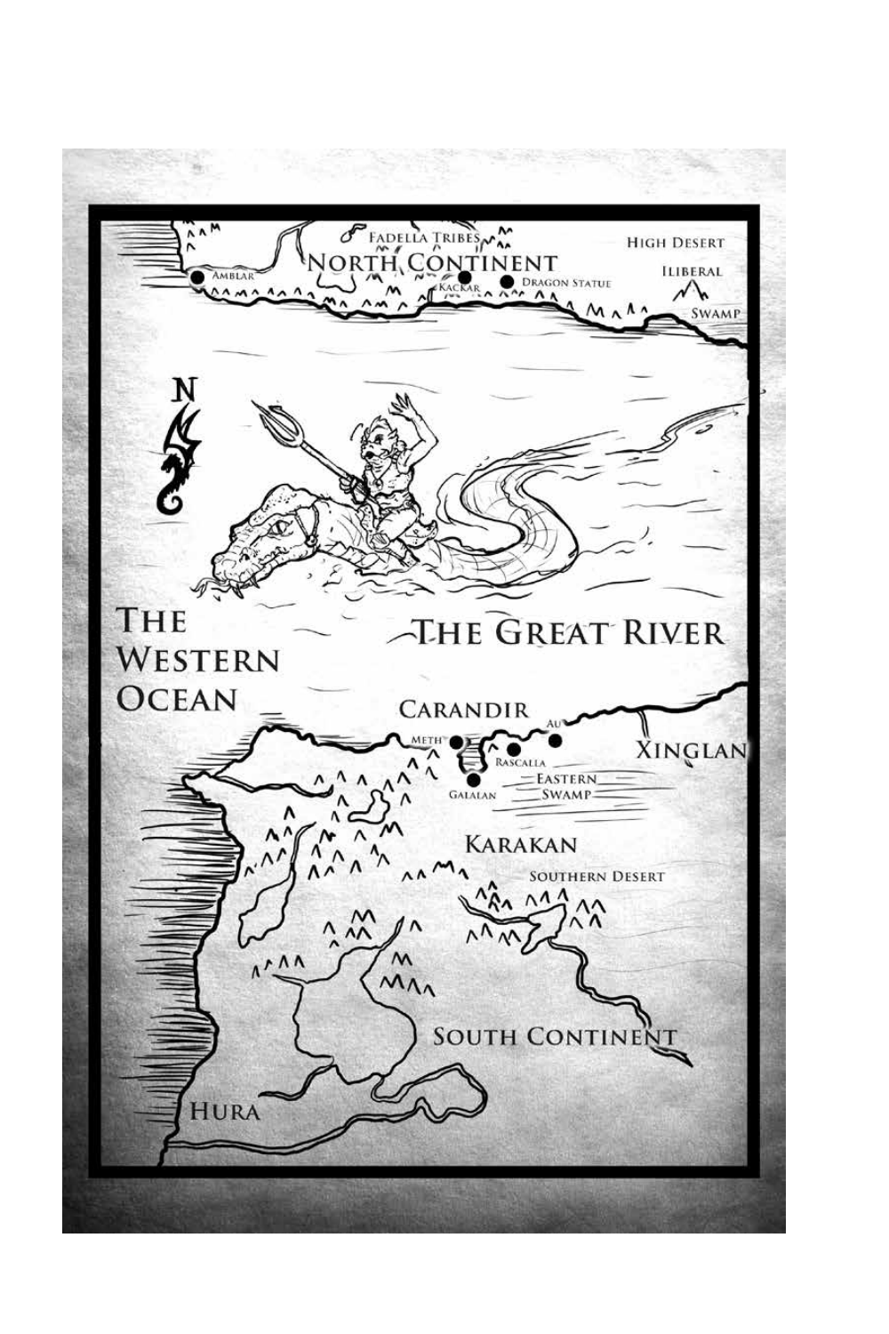FADELLA TRIBES

NORTH CONTINENT

AMBLAR

KACKAR

DRAGON STATUE

HIGH DESERT

ILIBERAL

SWAMP

N

THE WESTERN OCEAN

THE GREAT RIVER

CARANDIR

METH

AU

RASCALLA

GALALAN

EASTERN SWAMP

XINGLAN

KARAKAN

SOUTHERN DESERT

SOUTH CONTINENT

HURA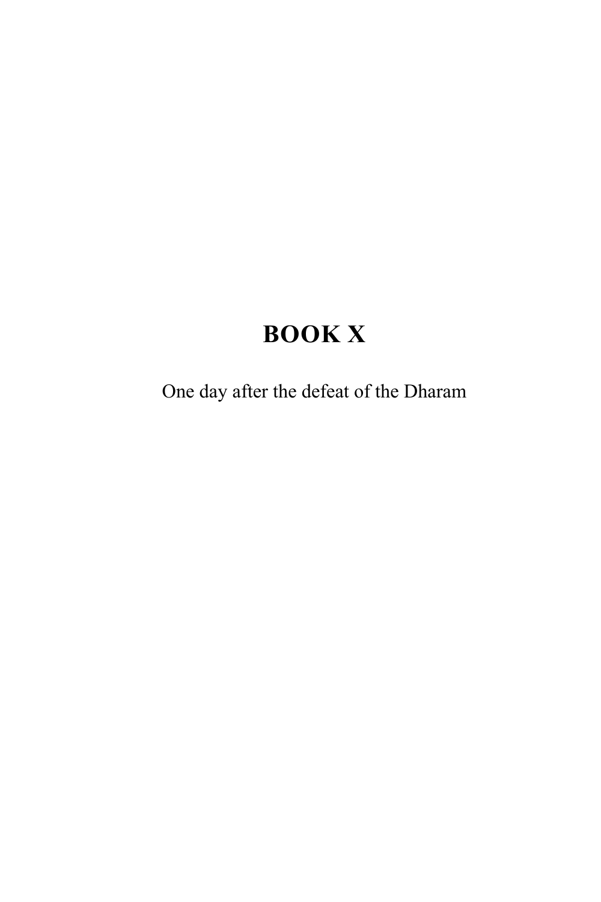# BOOK X

One day after the defeat of the Dharam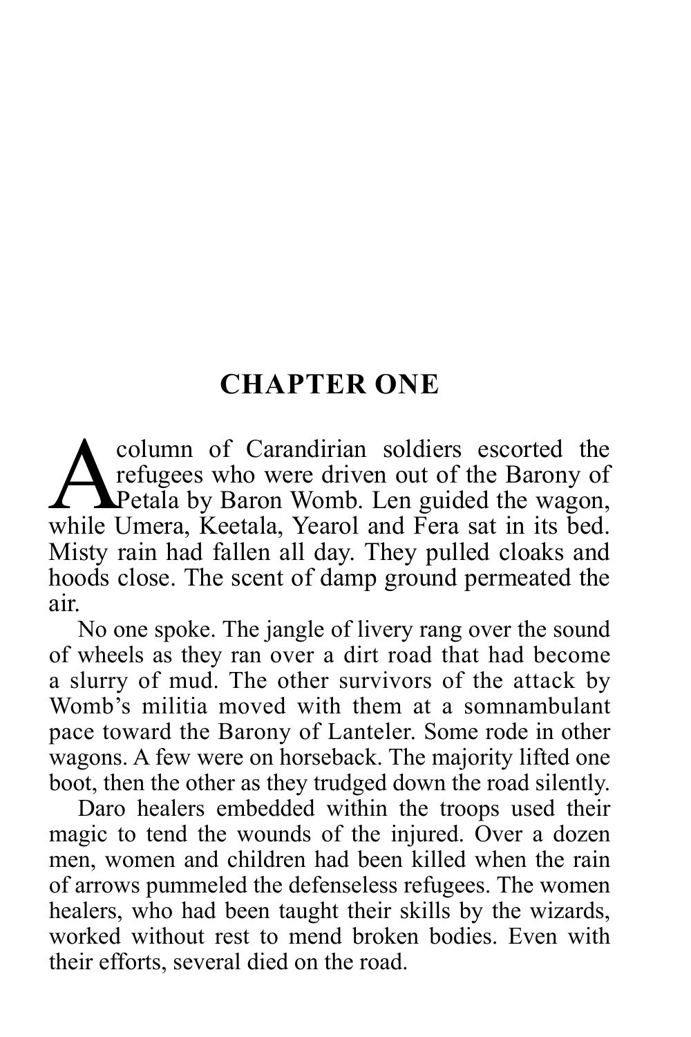# CHAPTER ONE

A column of Carandirian soldiers escorted the refugees who were driven out of the Barony of Petala by Baron Womb. Len guided the wagon, while Umera, Keetala, Yearol and Fera sat in its bed. Misty rain had fallen all day. They pulled cloaks and hoods close. The scent of damp ground permeated the air.

No one spoke. The jangle of livery rang over the sound of wheels as they ran over a dirt road that had become a slurry of mud. The other survivors of the attack by Womb's militia moved with them at a somnambulant pace toward the Barony of Lanteler. Some rode in other wagons. A few were on horseback. The majority lifted one boot, then the other as they trudged down the road silently.

Daro healers embedded within the troops used their magic to tend the wounds of the injured. Over a dozen men, women and children had been killed when the rain of arrows pummeled the defenseless refugees. The women healers, who had been taught their skills by the wizards, worked without rest to mend broken bodies. Even with their efforts, several died on the road.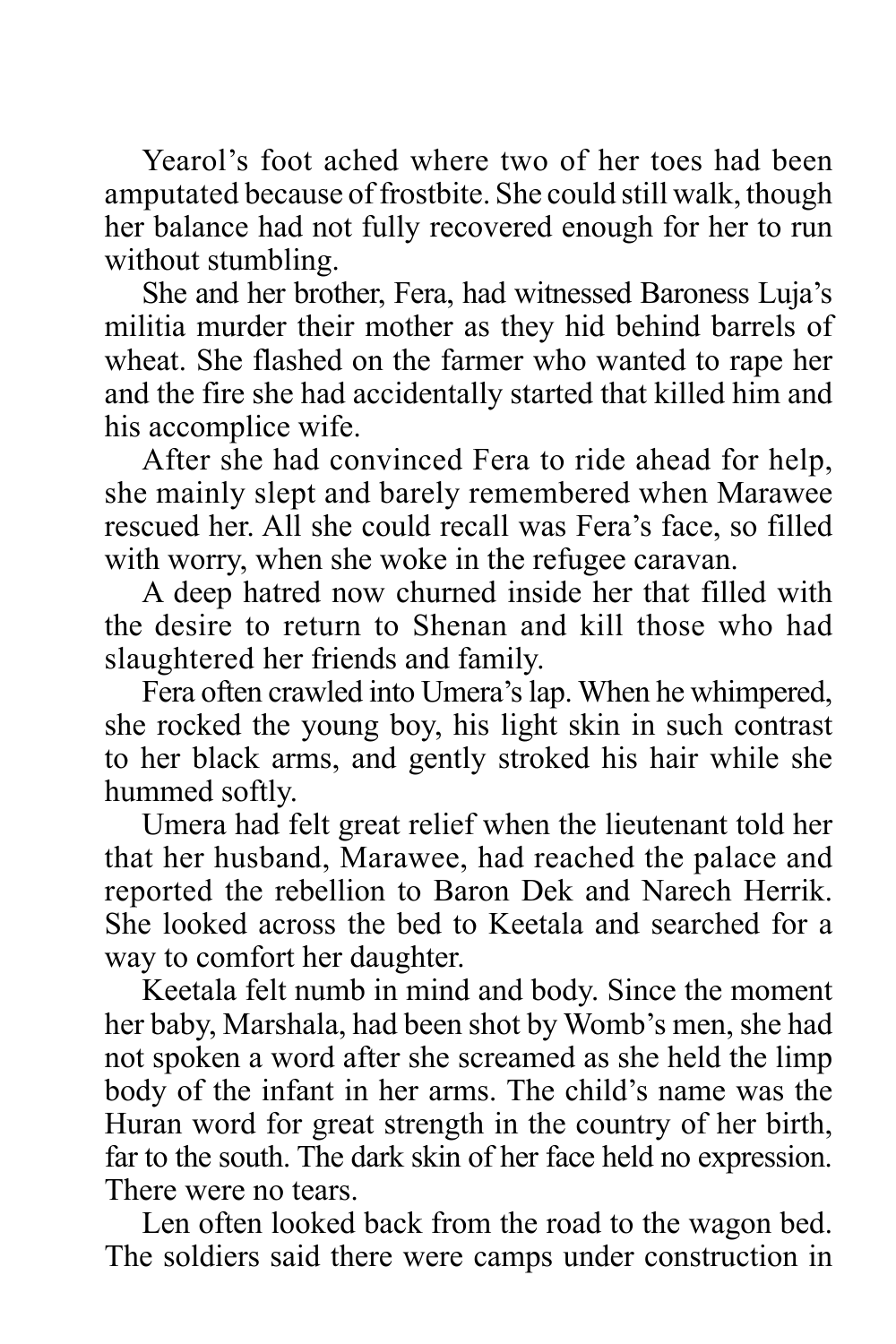Yearol's foot ached where two of her toes had been amputated because of frostbite. She could still walk, though her balance had not fully recovered enough for her to run without stumbling.

She and her brother, Fera, had witnessed Baroness Luja's militia murder their mother as they hid behind barrels of wheat. She flashed on the farmer who wanted to rape her and the fire she had accidentally started that killed him and his accomplice wife.

After she had convinced Fera to ride ahead for help, she mainly slept and barely remembered when Marawee rescued her. All she could recall was Fera's face, so filled with worry, when she woke in the refugee caravan.

A deep hatred now churned inside her that filled with the desire to return to Shenan and kill those who had slaughtered her friends and family.

Fera often crawled into Umera's lap. When he whimpered, she rocked the young boy, his light skin in such contrast to her black arms, and gently stroked his hair while she hummed softly.

Umera had felt great relief when the lieutenant told her that her husband, Marawee, had reached the palace and reported the rebellion to Baron Dek and Narech Herrik. She looked across the bed to Keetala and searched for a way to comfort her daughter.

Keetala felt numb in mind and body. Since the moment her baby, Marshala, had been shot by Womb's men, she had not spoken a word after she screamed as she held the limp body of the infant in her arms. The child's name was the Huran word for great strength in the country of her birth, far to the south. The dark skin of her face held no expression. There were no tears.

Len often looked back from the road to the wagon bed. The soldiers said there were camps under construction in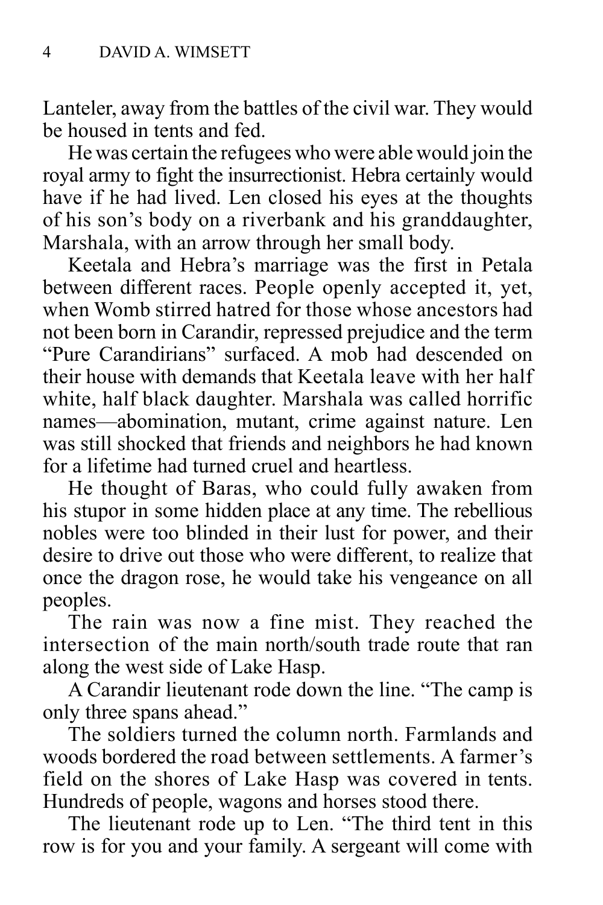Lanteler, away from the battles of the civil war. They would be housed in tents and fed.

He was certain the refugees who were able would join the royal army to fight the insurrectionist. Hebra certainly would have if he had lived. Len closed his eyes at the thoughts of his son's body on a riverbank and his granddaughter, Marshala, with an arrow through her small body.

Keetala and Hebra's marriage was the first in Petala between different races. People openly accepted it, yet, when Womb stirred hatred for those whose ancestors had not been born in Carandir, repressed prejudice and the term "Pure Carandirians" surfaced. A mob had descended on their house with demands that Keetala leave with her half white, half black daughter. Marshala was called horrific names—abomination, mutant, crime against nature. Len was still shocked that friends and neighbors he had known for a lifetime had turned cruel and heartless.

He thought of Baras, who could fully awaken from his stupor in some hidden place at any time. The rebellious nobles were too blinded in their lust for power, and their desire to drive out those who were different, to realize that once the dragon rose, he would take his vengeance on all peoples.

The rain was now a fine mist. They reached the intersection of the main north/south trade route that ran along the west side of Lake Hasp.

A Carandir lieutenant rode down the line. "The camp is only three spans ahead."

The soldiers turned the column north. Farmlands and woods bordered the road between settlements. A farmer's field on the shores of Lake Hasp was covered in tents. Hundreds of people, wagons and horses stood there.

The lieutenant rode up to Len. "The third tent in this row is for you and your family. A sergeant will come with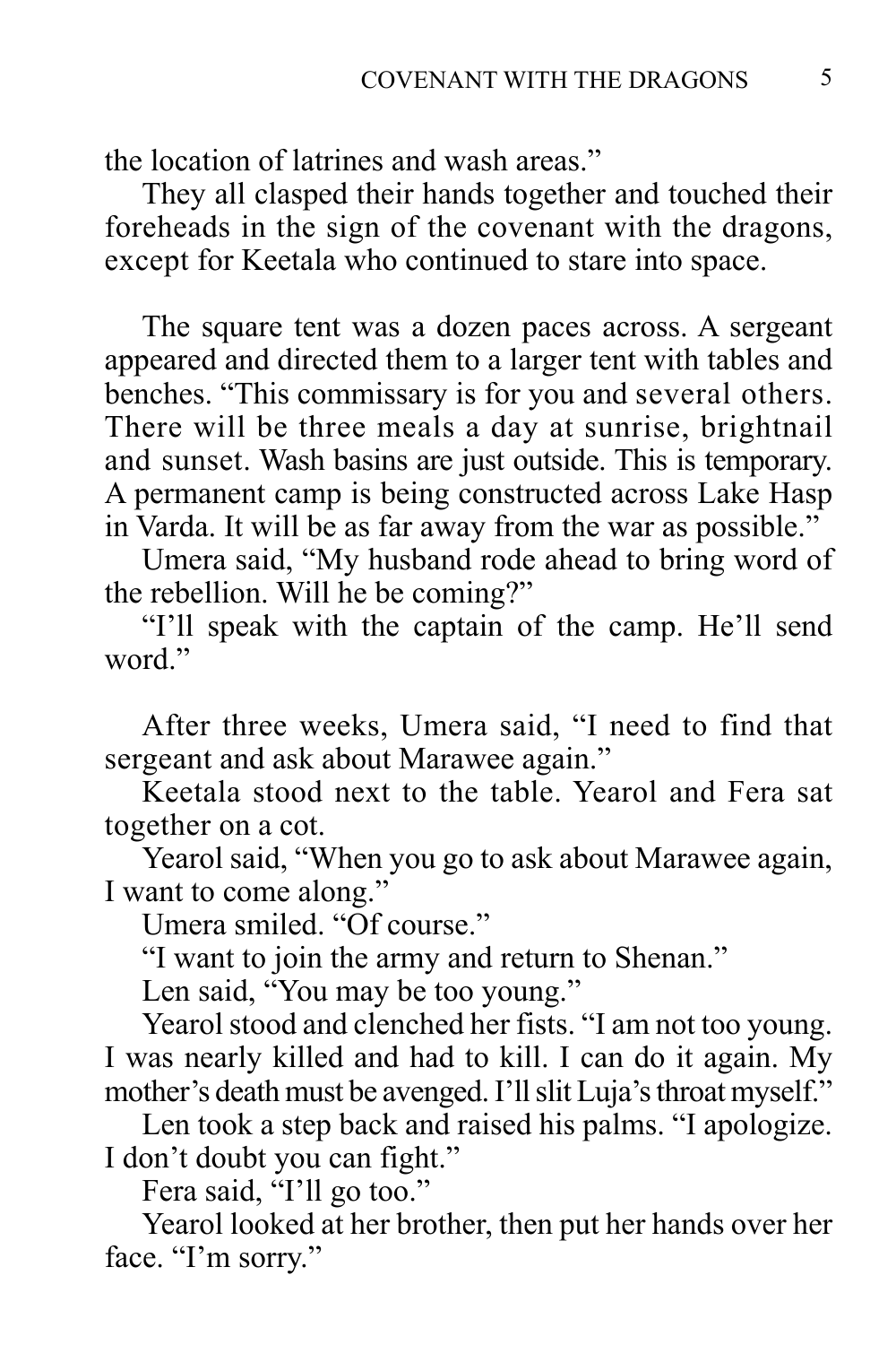the location of latrines and wash areas."

They all clasped their hands together and touched their foreheads in the sign of the covenant with the dragons, except for Keetala who continued to stare into space.

The square tent was a dozen paces across. A sergeant appeared and directed them to a larger tent with tables and benches. "This commissary is for you and several others. There will be three meals a day at sunrise, brightnail and sunset. Wash basins are just outside. This is temporary. A permanent camp is being constructed across Lake Hasp in Varda. It will be as far away from the war as possible."

Umera said, "My husband rode ahead to bring word of the rebellion. Will he be coming?"

"I'll speak with the captain of the camp. He'll send word."

After three weeks, Umera said, "I need to find that sergeant and ask about Marawee again."

Keetala stood next to the table. Yearol and Fera sat together on a cot.

Yearol said, "When you go to ask about Marawee again, I want to come along."

Umera smiled. "Of course."

"I want to join the army and return to Shenan."

Len said, "You may be too young."

Yearol stood and clenched her fists. "I am not too young. I was nearly killed and had to kill. I can do it again. My mother's death must be avenged. I'll slit Luja's throat myself."

Len took a step back and raised his palms. "I apologize. I don't doubt you can fight."

Fera said, "I'll go too."

Yearol looked at her brother, then put her hands over her face. "I'm sorry."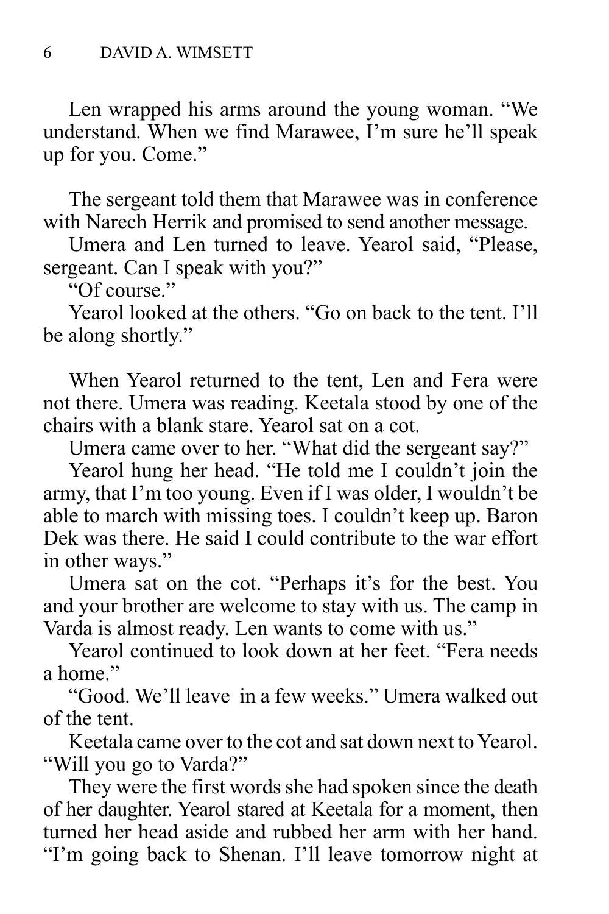Len wrapped his arms around the young woman. "We understand. When we find Marawee, I'm sure he'll speak up for you. Come."

The sergeant told them that Marawee was in conference with Narech Herrik and promised to send another message.

Umera and Len turned to leave. Yearol said, "Please, sergeant. Can I speak with you?"

"Of course."

Yearol looked at the others. "Go on back to the tent. I'll be along shortly."

When Yearol returned to the tent, Len and Fera were not there. Umera was reading. Keetala stood by one of the chairs with a blank stare. Yearol sat on a cot.

Umera came over to her. "What did the sergeant say?"

Yearol hung her head. "He told me I couldn't join the army, that I'm too young. Even if I was older, I wouldn't be able to march with missing toes. I couldn't keep up. Baron Dek was there. He said I could contribute to the war effort in other ways."

Umera sat on the cot. "Perhaps it's for the best. You and your brother are welcome to stay with us. The camp in Varda is almost ready. Len wants to come with us."

Yearol continued to look down at her feet. "Fera needs a home."

"Good. We'll leave in a few weeks." Umera walked out of the tent.

Keetala came over to the cot and sat down next to Yearol. "Will you go to Varda?"

They were the first words she had spoken since the death of her daughter. Yearol stared at Keetala for a moment, then turned her head aside and rubbed her arm with her hand. "I'm going back to Shenan. I'll leave tomorrow night at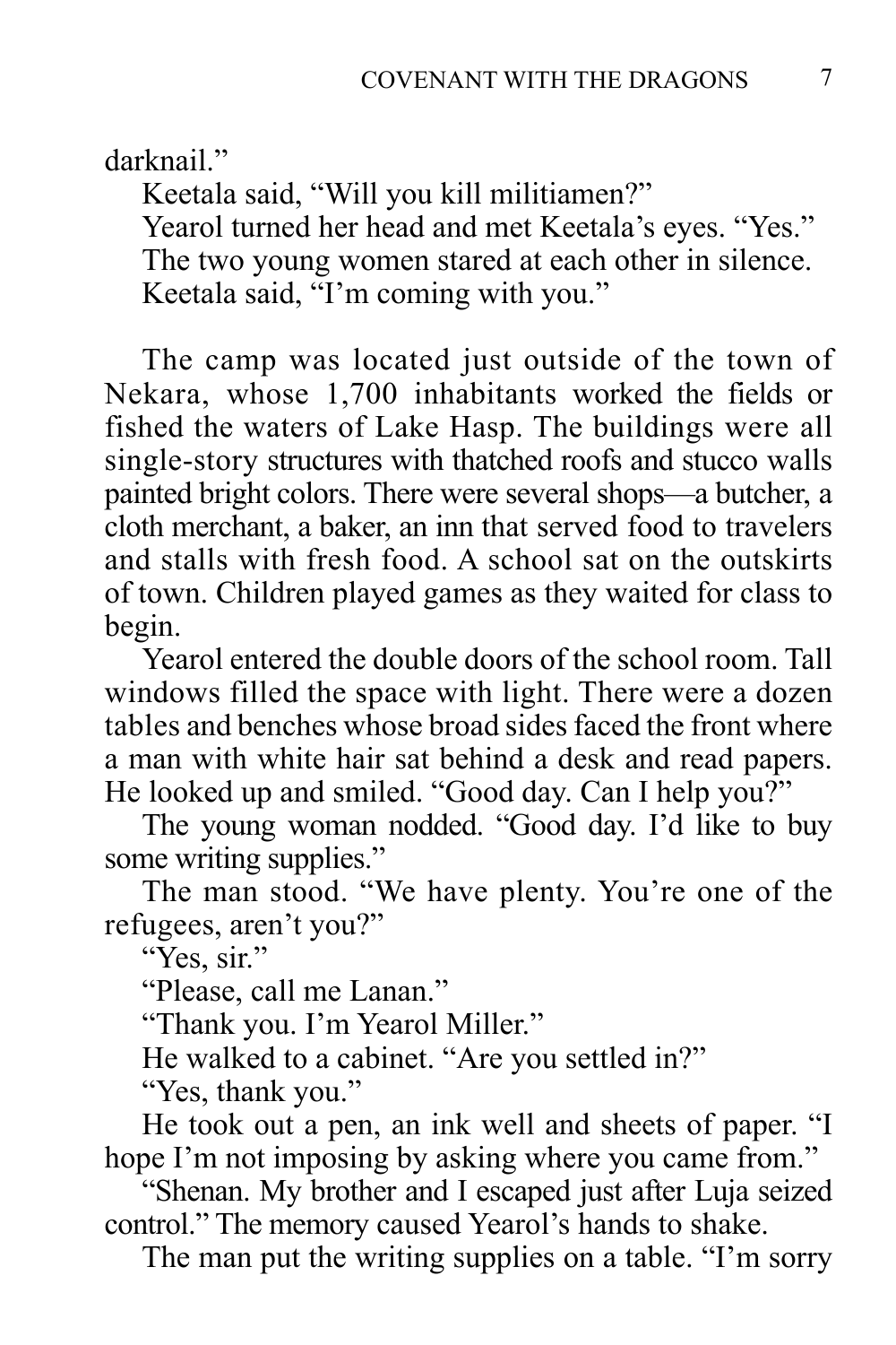darknail."

Keetala said, "Will you kill militiamen?"

Yearol turned her head and met Keetala's eyes. "Yes."

The two young women stared at each other in silence.

Keetala said, "I'm coming with you."

The camp was located just outside of the town of Nekara, whose 1,700 inhabitants worked the fields or fished the waters of Lake Hasp. The buildings were all single-story structures with thatched roofs and stucco walls painted bright colors. There were several shops—a butcher, a cloth merchant, a baker, an inn that served food to travelers and stalls with fresh food. A school sat on the outskirts of town. Children played games as they waited for class to begin.

Yearol entered the double doors of the school room. Tall windows filled the space with light. There were a dozen tables and benches whose broad sides faced the front where a man with white hair sat behind a desk and read papers. He looked up and smiled. "Good day. Can I help you?"

The young woman nodded. "Good day. I'd like to buy some writing supplies."

The man stood. "We have plenty. You're one of the refugees, aren't you?"

"Yes, sir."

"Please, call me Lanan."

"Thank you. I'm Yearol Miller."

He walked to a cabinet. "Are you settled in?"

"Yes, thank you."

He took out a pen, an ink well and sheets of paper. "I hope I'm not imposing by asking where you came from."

"Shenan. My brother and I escaped just after Luja seized control." The memory caused Yearol's hands to shake.

The man put the writing supplies on a table. "I'm sorry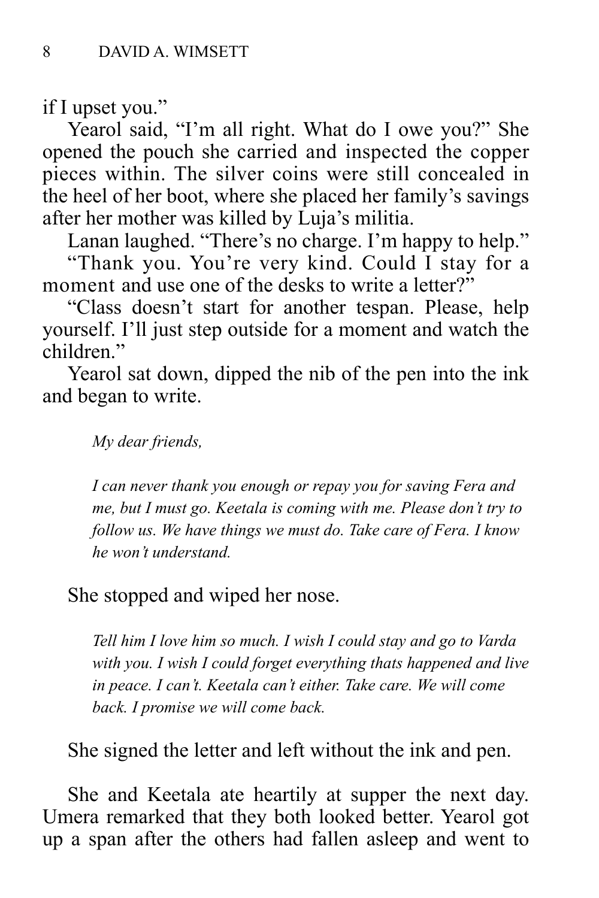if I upset you."

Yearol said, "I'm all right. What do I owe you?" She opened the pouch she carried and inspected the copper pieces within. The silver coins were still concealed in the heel of her boot, where she placed her family's savings after her mother was killed by Luja's militia.

Lanan laughed. "There's no charge. I'm happy to help."

"Thank you. You're very kind. Could I stay for a moment and use one of the desks to write a letter?"

"Class doesn't start for another tespan. Please, help yourself. I'll just step outside for a moment and watch the children."

Yearol sat down, dipped the nib of the pen into the ink and began to write.

> *My dear friends,*
>
> *I can never thank you enough or repay you for saving Fera and me, but I must go. Keetala is coming with me. Please don't try to follow us. We have things we must do. Take care of Fera. I know he won't understand.*

She stopped and wiped her nose.

> *Tell him I love him so much. I wish I could stay and go to Varda with you. I wish I could forget everything thats happened and live in peace. I can't. Keetala can't either. Take care. We will come back. I promise we will come back.*

She signed the letter and left without the ink and pen.

She and Keetala ate heartily at supper the next day. Umera remarked that they both looked better. Yearol got up a span after the others had fallen asleep and went to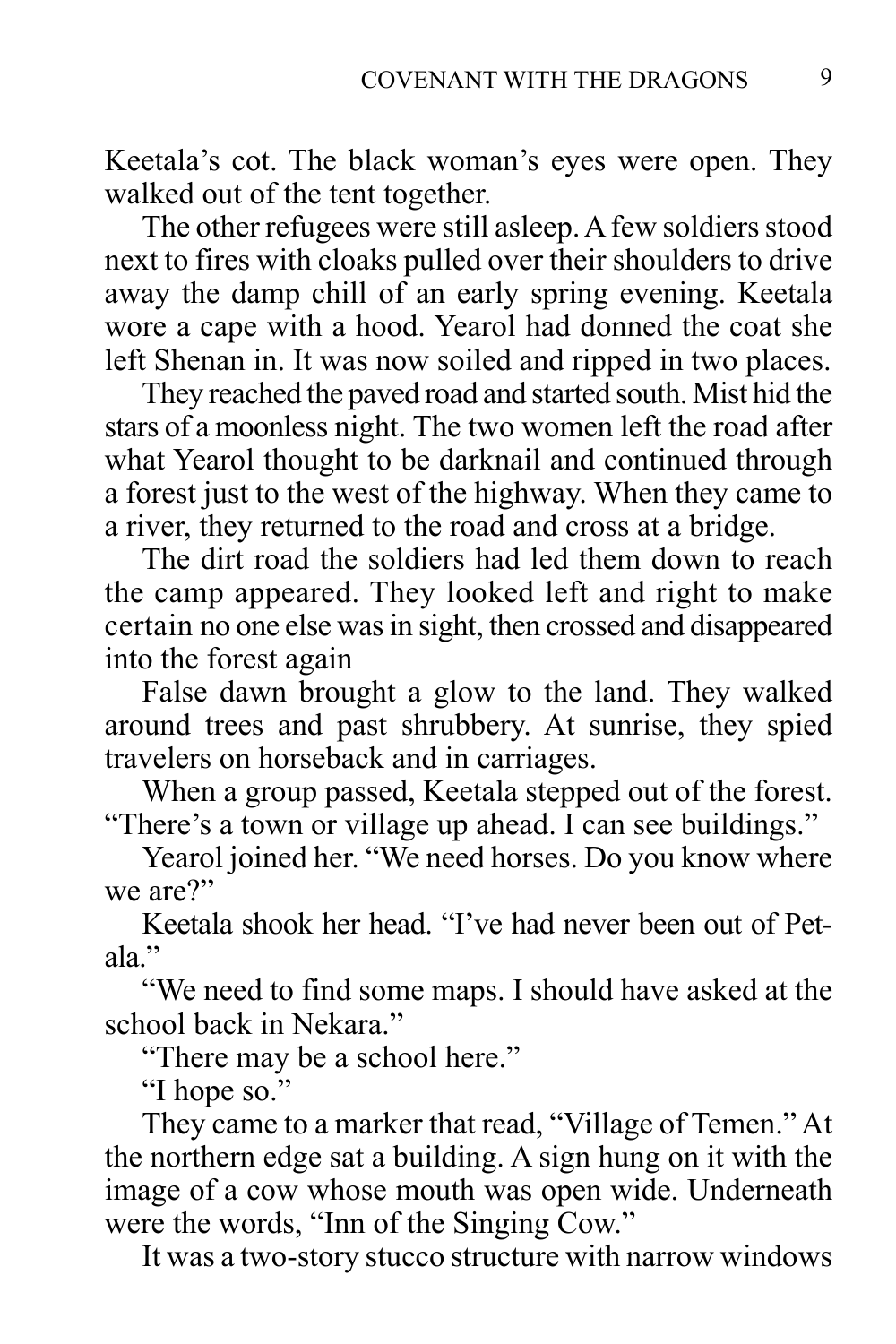Keetala's cot. The black woman's eyes were open. They walked out of the tent together.

The other refugees were still asleep. A few soldiers stood next to fires with cloaks pulled over their shoulders to drive away the damp chill of an early spring evening. Keetala wore a cape with a hood. Yearol had donned the coat she left Shenan in. It was now soiled and ripped in two places.

They reached the paved road and started south. Mist hid the stars of a moonless night. The two women left the road after what Yearol thought to be darknail and continued through a forest just to the west of the highway. When they came to a river, they returned to the road and cross at a bridge.

The dirt road the soldiers had led them down to reach the camp appeared. They looked left and right to make certain no one else was in sight, then crossed and disappeared into the forest again

False dawn brought a glow to the land. They walked around trees and past shrubbery. At sunrise, they spied travelers on horseback and in carriages.

When a group passed, Keetala stepped out of the forest. "There's a town or village up ahead. I can see buildings."

Yearol joined her. "We need horses. Do you know where we are?"

Keetala shook her head. "I've had never been out of Petala."

"We need to find some maps. I should have asked at the school back in Nekara."

"There may be a school here."

"I hope so."

They came to a marker that read, "Village of Temen." At the northern edge sat a building. A sign hung on it with the image of a cow whose mouth was open wide. Underneath were the words, "Inn of the Singing Cow."

It was a two-story stucco structure with narrow windows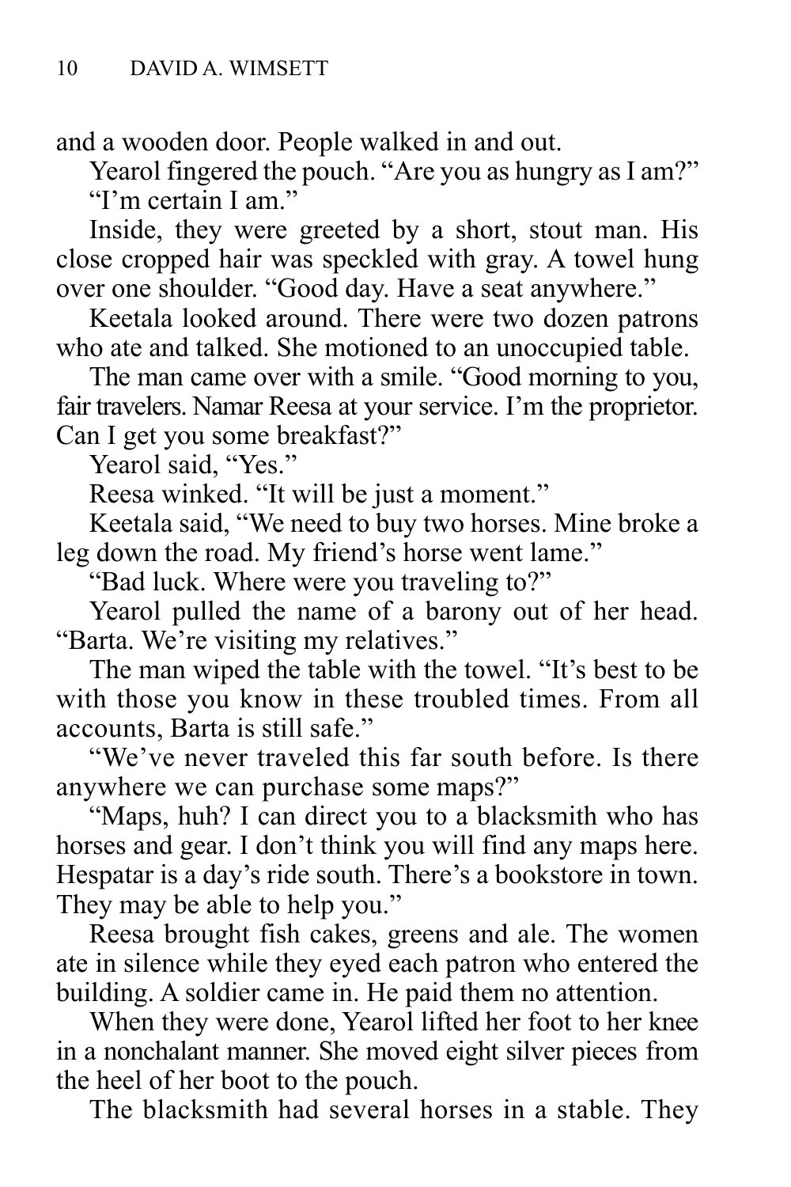and a wooden door. People walked in and out.

Yearol fingered the pouch. "Are you as hungry as I am?"

"I'm certain I am."

Inside, they were greeted by a short, stout man. His close cropped hair was speckled with gray. A towel hung over one shoulder. "Good day. Have a seat anywhere."

Keetala looked around. There were two dozen patrons who ate and talked. She motioned to an unoccupied table.

The man came over with a smile. "Good morning to you, fair travelers. Namar Reesa at your service. I'm the proprietor. Can I get you some breakfast?"

Yearol said, "Yes."

Reesa winked. "It will be just a moment."

Keetala said, "We need to buy two horses. Mine broke a leg down the road. My friend's horse went lame."

"Bad luck. Where were you traveling to?"

Yearol pulled the name of a barony out of her head. "Barta. We're visiting my relatives."

The man wiped the table with the towel. "It's best to be with those you know in these troubled times. From all accounts, Barta is still safe."

"We've never traveled this far south before. Is there anywhere we can purchase some maps?"

"Maps, huh? I can direct you to a blacksmith who has horses and gear. I don't think you will find any maps here. Hespatar is a day's ride south. There's a bookstore in town. They may be able to help you."

Reesa brought fish cakes, greens and ale. The women ate in silence while they eyed each patron who entered the building. A soldier came in. He paid them no attention.

When they were done, Yearol lifted her foot to her knee in a nonchalant manner. She moved eight silver pieces from the heel of her boot to the pouch.

The blacksmith had several horses in a stable. They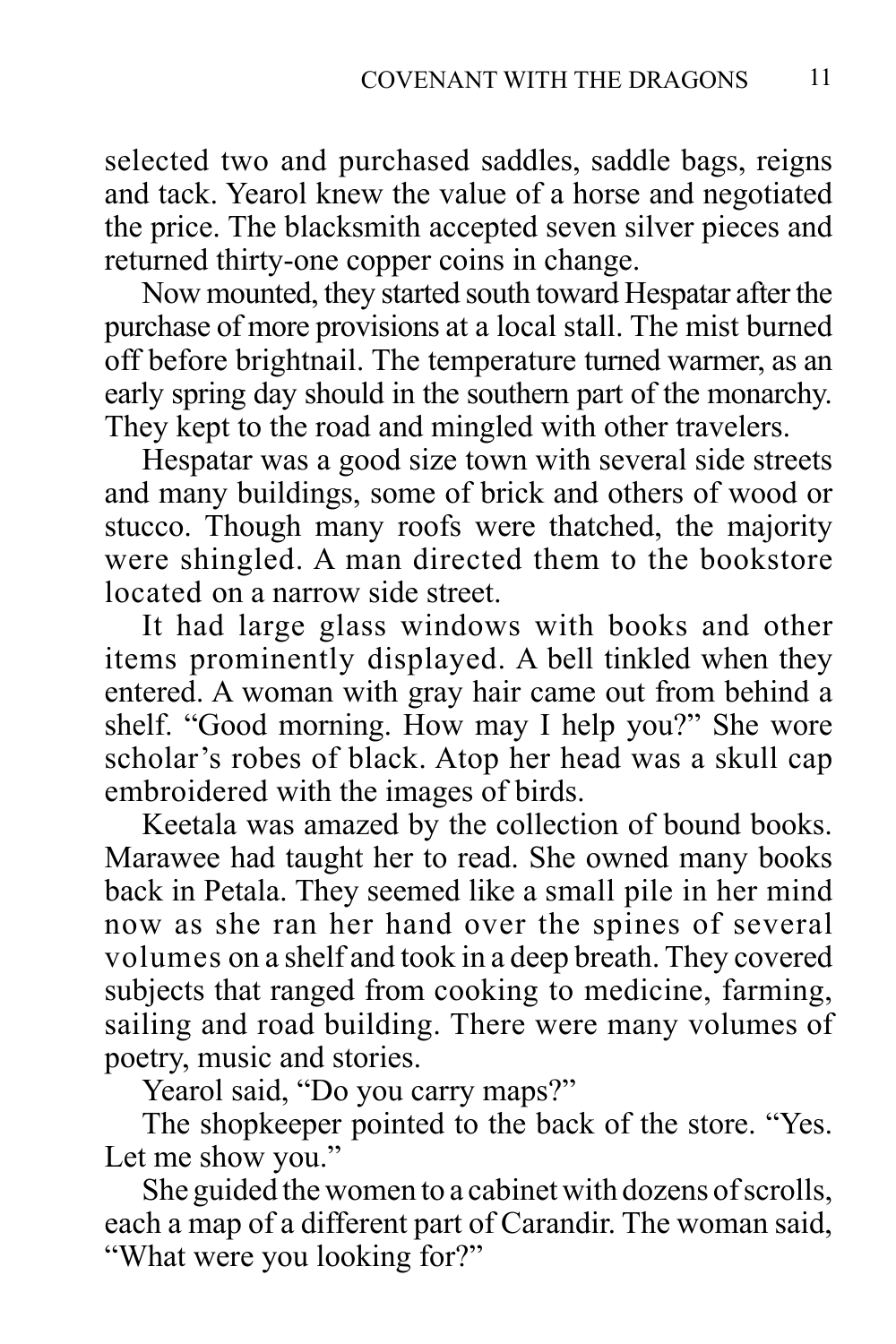selected two and purchased saddles, saddle bags, reigns and tack. Yearol knew the value of a horse and negotiated the price. The blacksmith accepted seven silver pieces and returned thirty-one copper coins in change.

Now mounted, they started south toward Hespatar after the purchase of more provisions at a local stall. The mist burned off before brightnail. The temperature turned warmer, as an early spring day should in the southern part of the monarchy. They kept to the road and mingled with other travelers.

Hespatar was a good size town with several side streets and many buildings, some of brick and others of wood or stucco. Though many roofs were thatched, the majority were shingled. A man directed them to the bookstore located on a narrow side street.

It had large glass windows with books and other items prominently displayed. A bell tinkled when they entered. A woman with gray hair came out from behind a shelf. "Good morning. How may I help you?" She wore scholar's robes of black. Atop her head was a skull cap embroidered with the images of birds.

Keetala was amazed by the collection of bound books. Marawee had taught her to read. She owned many books back in Petala. They seemed like a small pile in her mind now as she ran her hand over the spines of several volumes on a shelf and took in a deep breath. They covered subjects that ranged from cooking to medicine, farming, sailing and road building. There were many volumes of poetry, music and stories.

Yearol said, "Do you carry maps?"

The shopkeeper pointed to the back of the store. "Yes. Let me show you."

She guided the women to a cabinet with dozens of scrolls, each a map of a different part of Carandir. The woman said, "What were you looking for?"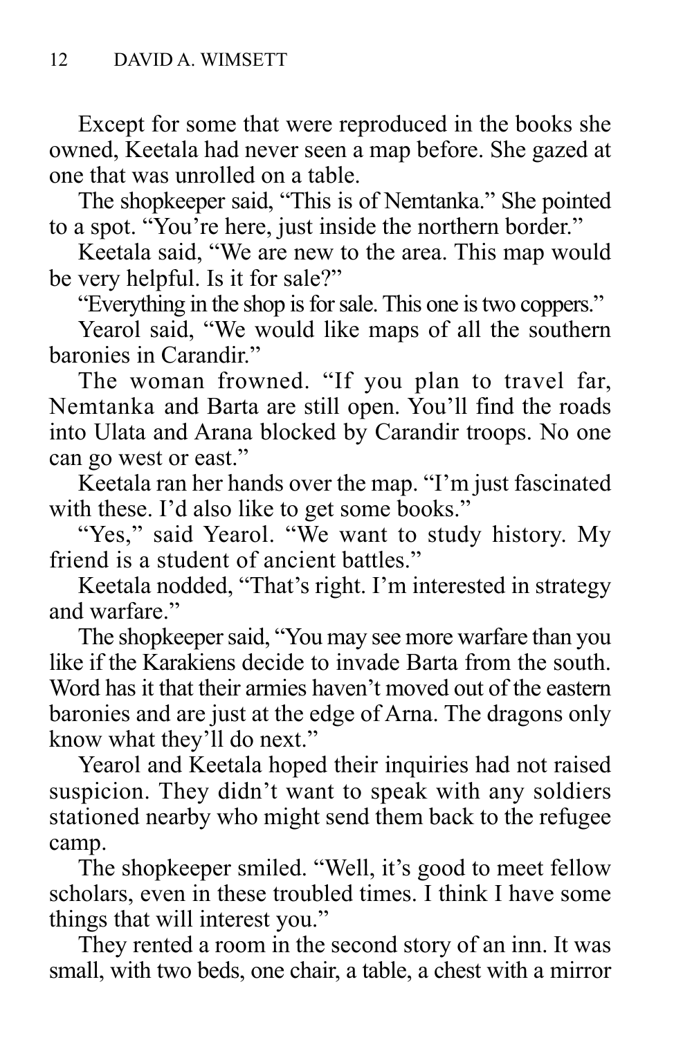Except for some that were reproduced in the books she owned, Keetala had never seen a map before. She gazed at one that was unrolled on a table.

The shopkeeper said, "This is of Nemtanka." She pointed to a spot. "You're here, just inside the northern border."

Keetala said, "We are new to the area. This map would be very helpful. Is it for sale?"

"Everything in the shop is for sale. This one is two coppers."

Yearol said, "We would like maps of all the southern baronies in Carandir."

The woman frowned. "If you plan to travel far, Nemtanka and Barta are still open. You'll find the roads into Ulata and Arana blocked by Carandir troops. No one can go west or east."

Keetala ran her hands over the map. "I'm just fascinated with these. I'd also like to get some books."

"Yes," said Yearol. "We want to study history. My friend is a student of ancient battles."

Keetala nodded, "That's right. I'm interested in strategy and warfare."

The shopkeeper said, "You may see more warfare than you like if the Karakiens decide to invade Barta from the south. Word has it that their armies haven't moved out of the eastern baronies and are just at the edge of Arna. The dragons only know what they'll do next."

Yearol and Keetala hoped their inquiries had not raised suspicion. They didn't want to speak with any soldiers stationed nearby who might send them back to the refugee camp.

The shopkeeper smiled. "Well, it's good to meet fellow scholars, even in these troubled times. I think I have some things that will interest you."

They rented a room in the second story of an inn. It was small, with two beds, one chair, a table, a chest with a mirror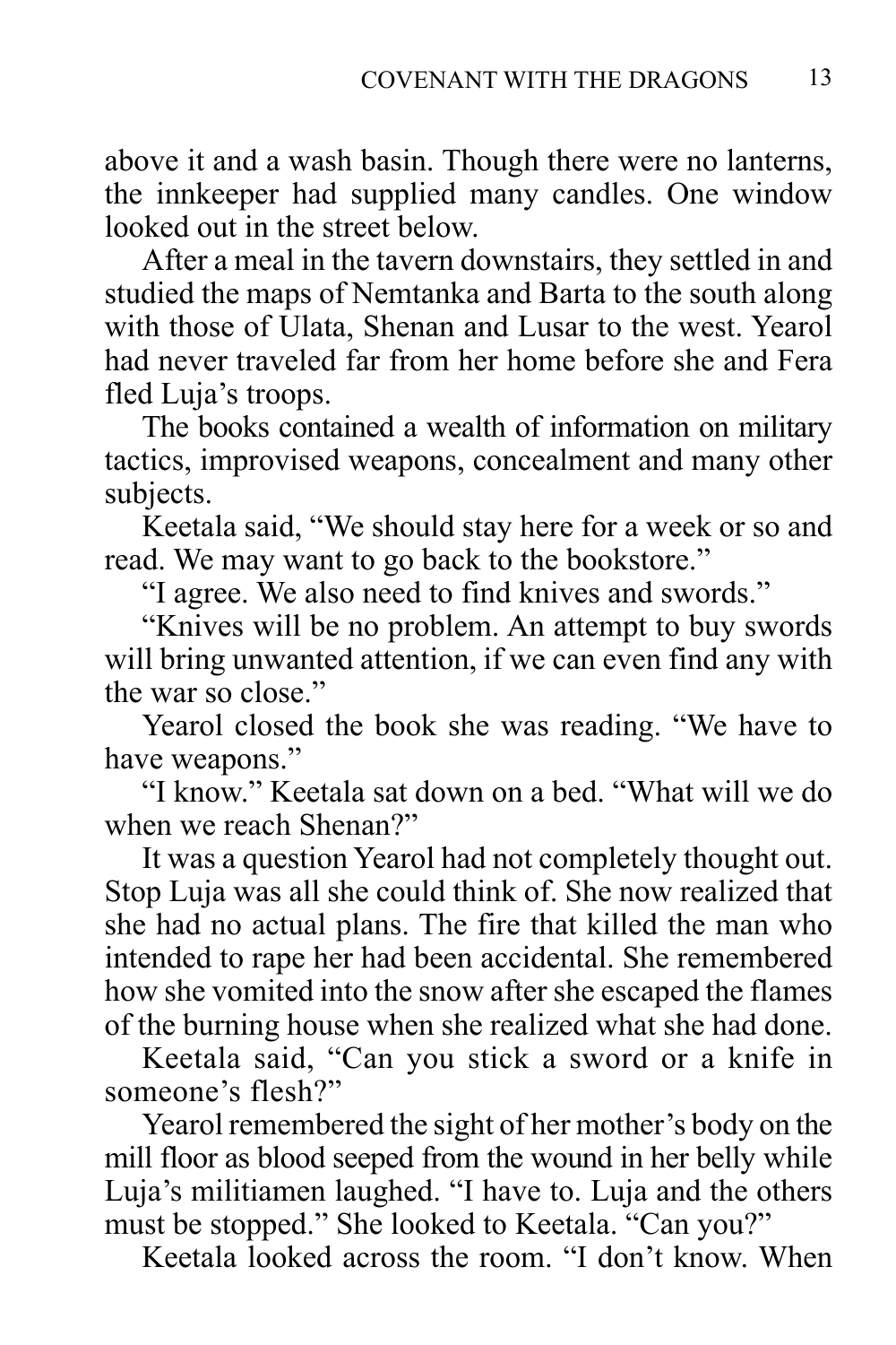above it and a wash basin. Though there were no lanterns, the innkeeper had supplied many candles. One window looked out in the street below.

After a meal in the tavern downstairs, they settled in and studied the maps of Nemtanka and Barta to the south along with those of Ulata, Shenan and Lusar to the west. Yearol had never traveled far from her home before she and Fera fled Luja's troops.

The books contained a wealth of information on military tactics, improvised weapons, concealment and many other subjects.

Keetala said, "We should stay here for a week or so and read. We may want to go back to the bookstore."

"I agree. We also need to find knives and swords."

"Knives will be no problem. An attempt to buy swords will bring unwanted attention, if we can even find any with the war so close."

Yearol closed the book she was reading. "We have to have weapons."

"I know." Keetala sat down on a bed. "What will we do when we reach Shenan?"

It was a question Yearol had not completely thought out. Stop Luja was all she could think of. She now realized that she had no actual plans. The fire that killed the man who intended to rape her had been accidental. She remembered how she vomited into the snow after she escaped the flames of the burning house when she realized what she had done.

Keetala said, "Can you stick a sword or a knife in someone's flesh?"

Yearol remembered the sight of her mother's body on the mill floor as blood seeped from the wound in her belly while Luja's militiamen laughed. "I have to. Luja and the others must be stopped." She looked to Keetala. "Can you?"

Keetala looked across the room. "I don't know. When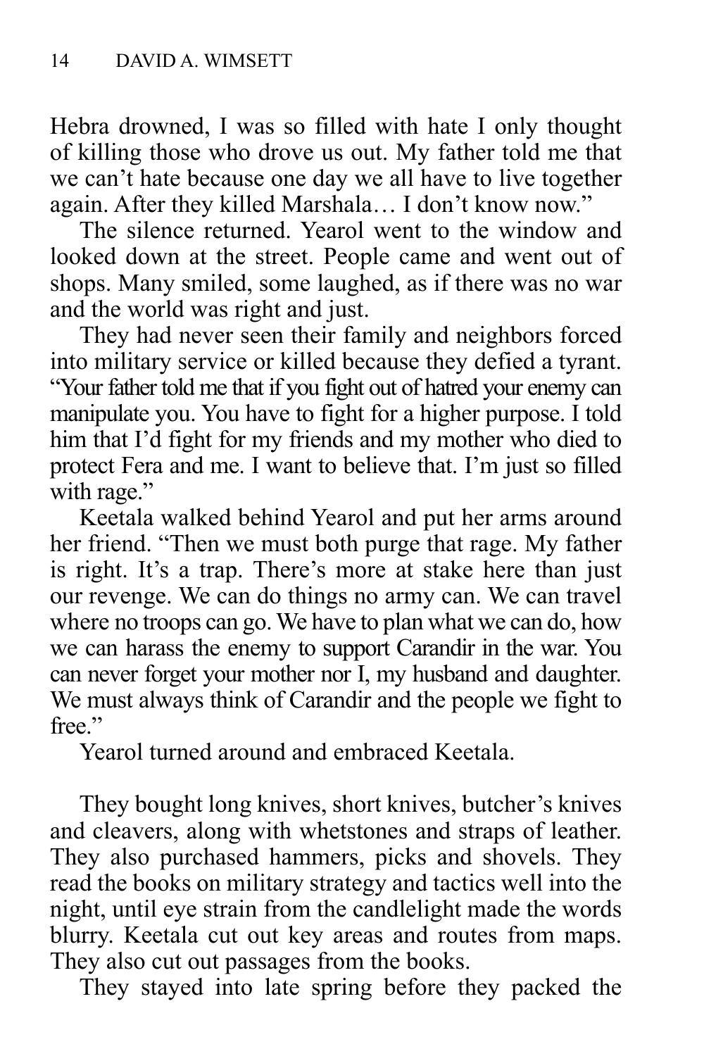Hebra drowned, I was so filled with hate I only thought of killing those who drove us out. My father told me that we can't hate because one day we all have to live together again. After they killed Marshala… I don't know now."

The silence returned. Yearol went to the window and looked down at the street. People came and went out of shops. Many smiled, some laughed, as if there was no war and the world was right and just.

They had never seen their family and neighbors forced into military service or killed because they defied a tyrant. "Your father told me that if you fight out of hatred your enemy can manipulate you. You have to fight for a higher purpose. I told him that I'd fight for my friends and my mother who died to protect Fera and me. I want to believe that. I'm just so filled with rage."

Keetala walked behind Yearol and put her arms around her friend. "Then we must both purge that rage. My father is right. It's a trap. There's more at stake here than just our revenge. We can do things no army can. We can travel where no troops can go. We have to plan what we can do, how we can harass the enemy to support Carandir in the war. You can never forget your mother nor I, my husband and daughter. We must always think of Carandir and the people we fight to free."

Yearol turned around and embraced Keetala.

They bought long knives, short knives, butcher's knives and cleavers, along with whetstones and straps of leather. They also purchased hammers, picks and shovels. They read the books on military strategy and tactics well into the night, until eye strain from the candlelight made the words blurry. Keetala cut out key areas and routes from maps. They also cut out passages from the books.

They stayed into late spring before they packed the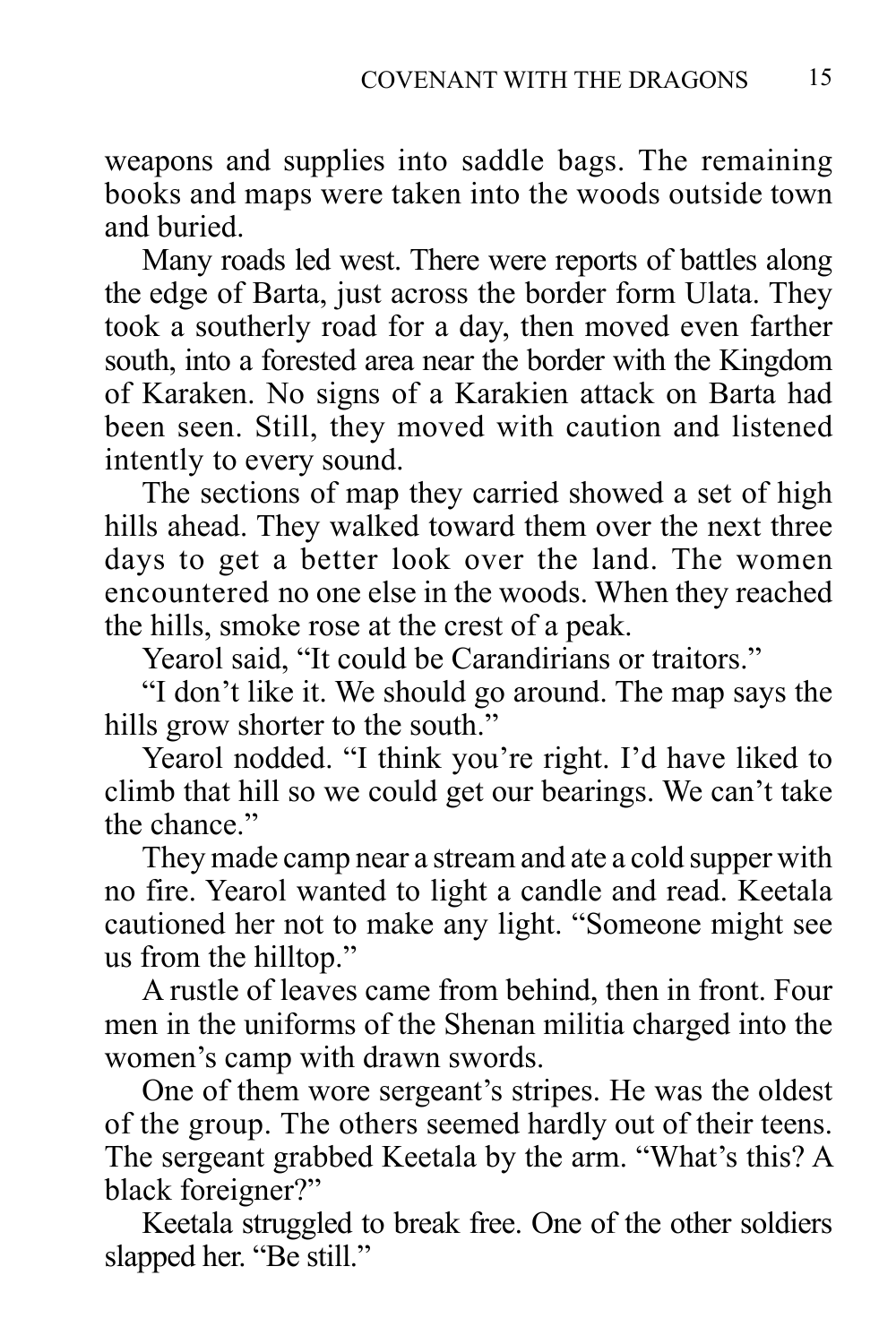weapons and supplies into saddle bags. The remaining books and maps were taken into the woods outside town and buried.

Many roads led west. There were reports of battles along the edge of Barta, just across the border form Ulata. They took a southerly road for a day, then moved even farther south, into a forested area near the border with the Kingdom of Karaken. No signs of a Karakien attack on Barta had been seen. Still, they moved with caution and listened intently to every sound.

The sections of map they carried showed a set of high hills ahead. They walked toward them over the next three days to get a better look over the land. The women encountered no one else in the woods. When they reached the hills, smoke rose at the crest of a peak.

Yearol said, "It could be Carandirians or traitors."

"I don't like it. We should go around. The map says the hills grow shorter to the south."

Yearol nodded. "I think you're right. I'd have liked to climb that hill so we could get our bearings. We can't take the chance."

They made camp near a stream and ate a cold supper with no fire. Yearol wanted to light a candle and read. Keetala cautioned her not to make any light. "Someone might see us from the hilltop."

A rustle of leaves came from behind, then in front. Four men in the uniforms of the Shenan militia charged into the women's camp with drawn swords.

One of them wore sergeant's stripes. He was the oldest of the group. The others seemed hardly out of their teens. The sergeant grabbed Keetala by the arm. "What's this? A black foreigner?"

Keetala struggled to break free. One of the other soldiers slapped her. "Be still."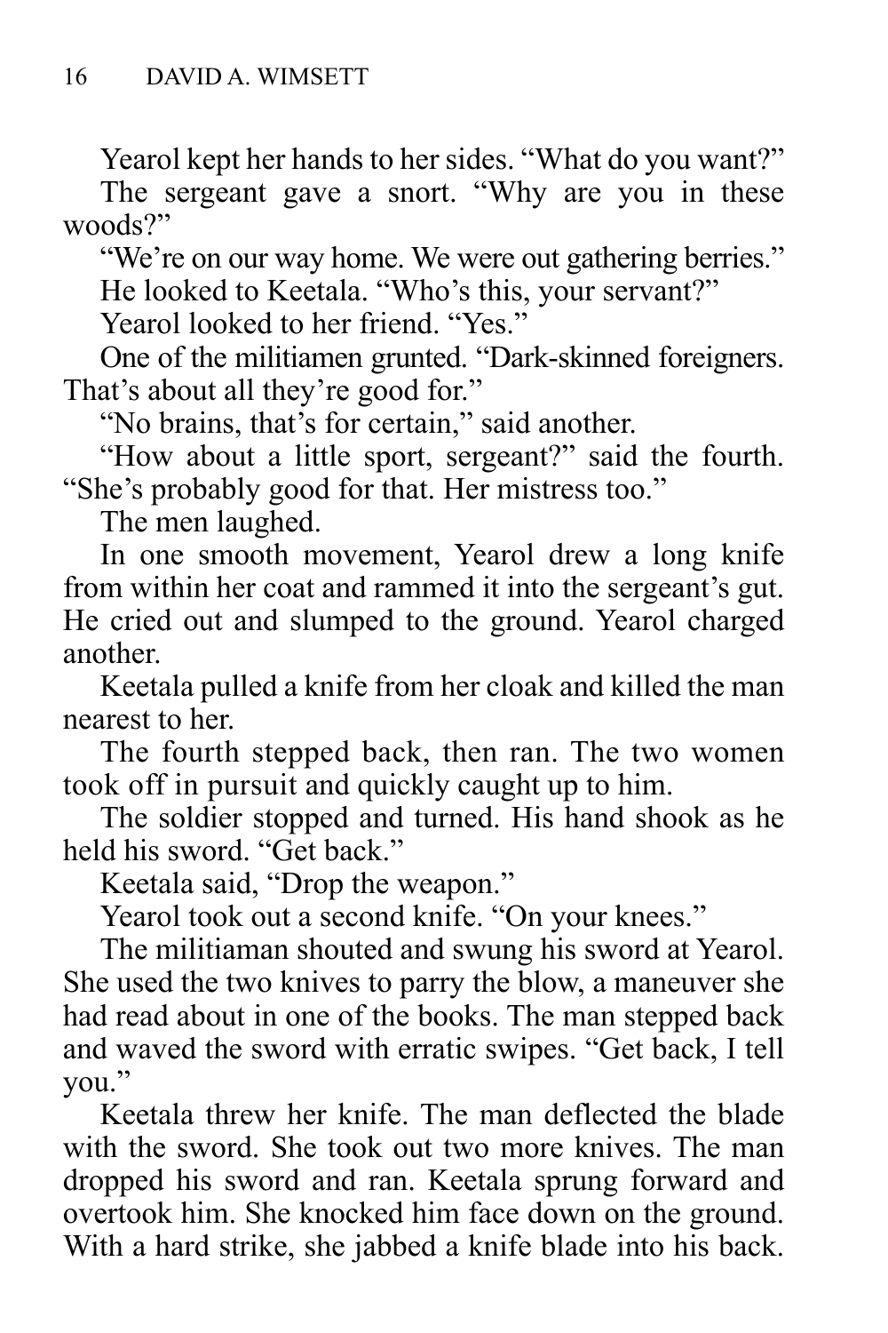Yearol kept her hands to her sides. "What do you want?"

The sergeant gave a snort. "Why are you in these woods?"

"We're on our way home. We were out gathering berries."

He looked to Keetala. "Who's this, your servant?"

Yearol looked to her friend. "Yes."

One of the militiamen grunted. "Dark-skinned foreigners. That's about all they're good for."

"No brains, that's for certain," said another.

"How about a little sport, sergeant?" said the fourth. "She's probably good for that. Her mistress too."

The men laughed.

In one smooth movement, Yearol drew a long knife from within her coat and rammed it into the sergeant's gut. He cried out and slumped to the ground. Yearol charged another.

Keetala pulled a knife from her cloak and killed the man nearest to her.

The fourth stepped back, then ran. The two women took off in pursuit and quickly caught up to him.

The soldier stopped and turned. His hand shook as he held his sword. "Get back."

Keetala said, "Drop the weapon."

Yearol took out a second knife. "On your knees."

The militiaman shouted and swung his sword at Yearol. She used the two knives to parry the blow, a maneuver she had read about in one of the books. The man stepped back and waved the sword with erratic swipes. "Get back, I tell you."

Keetala threw her knife. The man deflected the blade with the sword. She took out two more knives. The man dropped his sword and ran. Keetala sprung forward and overtook him. She knocked him face down on the ground. With a hard strike, she jabbed a knife blade into his back.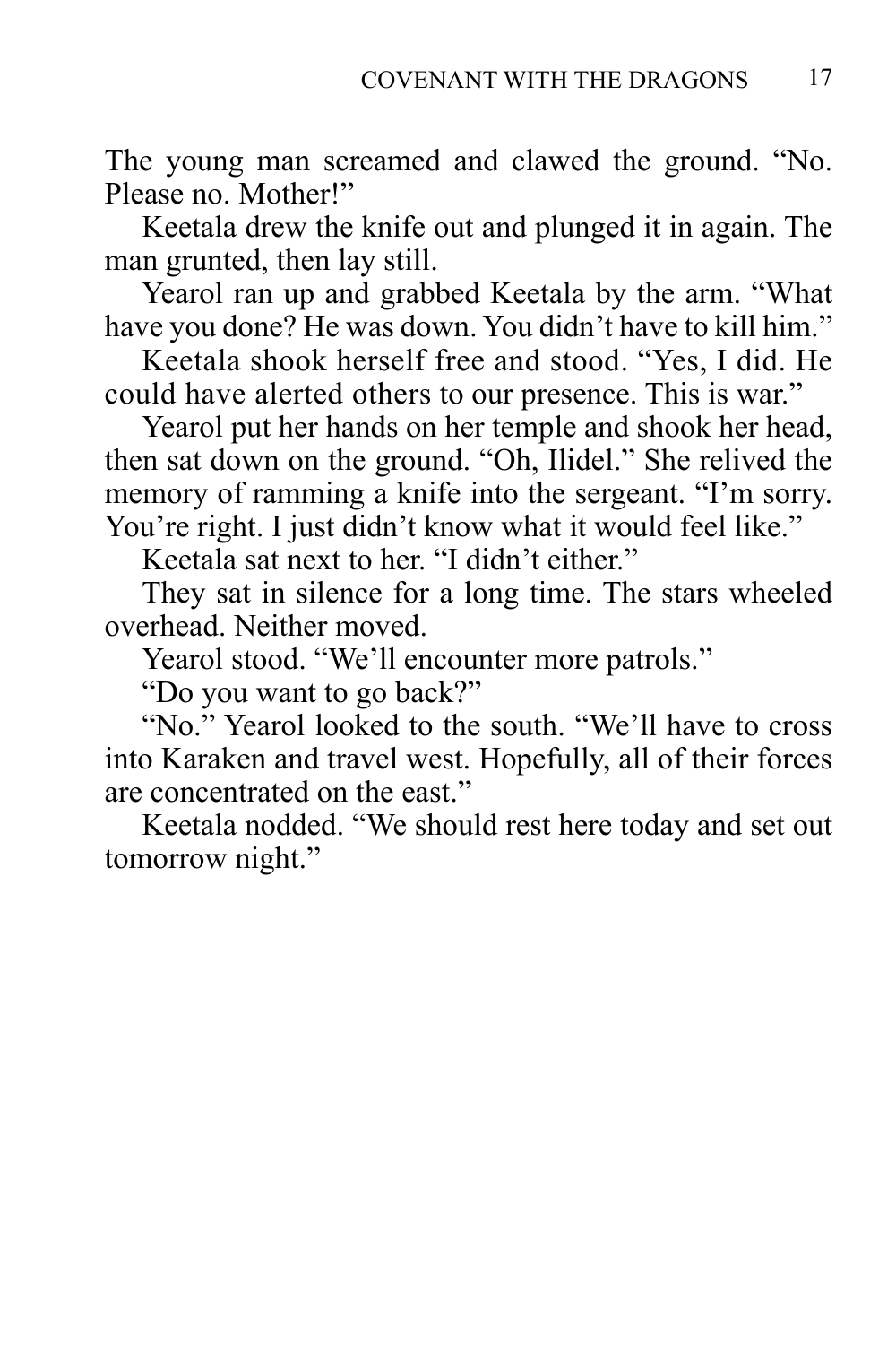The young man screamed and clawed the ground. “No. Please no. Mother!”

Keetala drew the knife out and plunged it in again. The man grunted, then lay still.

Yearol ran up and grabbed Keetala by the arm. “What have you done? He was down. You didn’t have to kill him.”

Keetala shook herself free and stood. “Yes, I did. He could have alerted others to our presence. This is war.”

Yearol put her hands on her temple and shook her head, then sat down on the ground. “Oh, Ilidel.” She relived the memory of ramming a knife into the sergeant. “I’m sorry. You’re right. I just didn’t know what it would feel like.”

Keetala sat next to her. “I didn’t either.”

They sat in silence for a long time. The stars wheeled overhead. Neither moved.

Yearol stood. “We’ll encounter more patrols.”

“Do you want to go back?”

“No.” Yearol looked to the south. “We’ll have to cross into Karaken and travel west. Hopefully, all of their forces are concentrated on the east.”

Keetala nodded. “We should rest here today and set out tomorrow night.”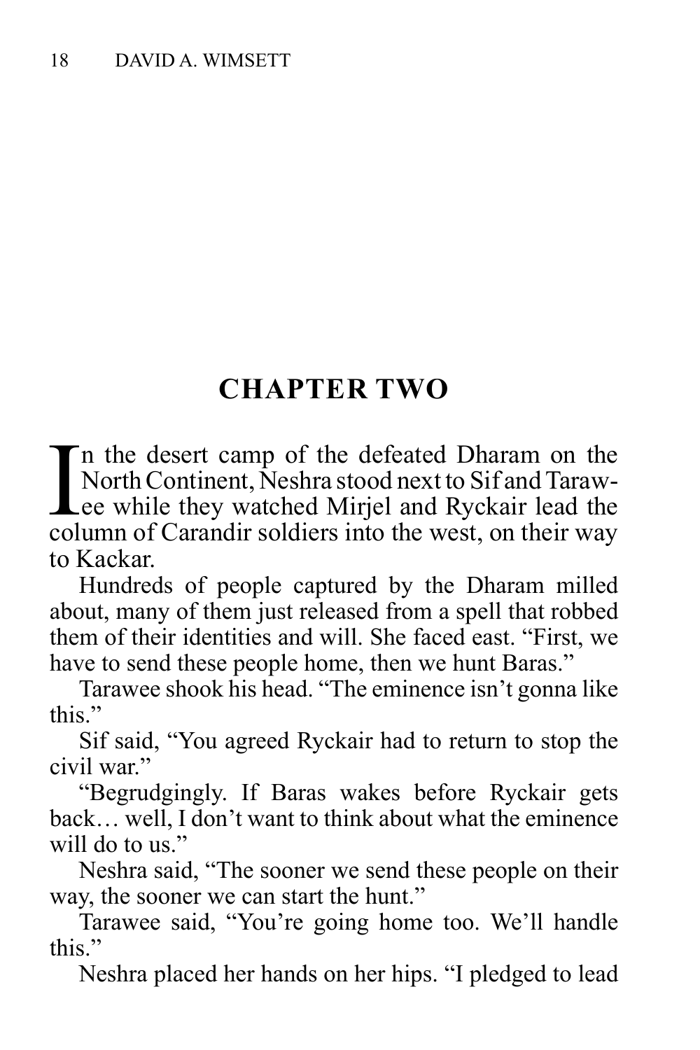# CHAPTER TWO

In the desert camp of the defeated Dharam on the North Continent, Neshra stood next to Sif and Tarawee while they watched Mirjel and Ryckair lead the column of Carandir soldiers into the west, on their way to Kackar.

Hundreds of people captured by the Dharam milled about, many of them just released from a spell that robbed them of their identities and will. She faced east. “First, we have to send these people home, then we hunt Baras.”

Tarawee shook his head. “The eminence isn’t gonna like this.”

Sif said, “You agreed Ryckair had to return to stop the civil war.”

“Begrudgingly. If Baras wakes before Ryckair gets back… well, I don’t want to think about what the eminence will do to us.”

Neshra said, “The sooner we send these people on their way, the sooner we can start the hunt.”

Tarawee said, “You’re going home too. We’ll handle this.”

Neshra placed her hands on her hips. “I pledged to lead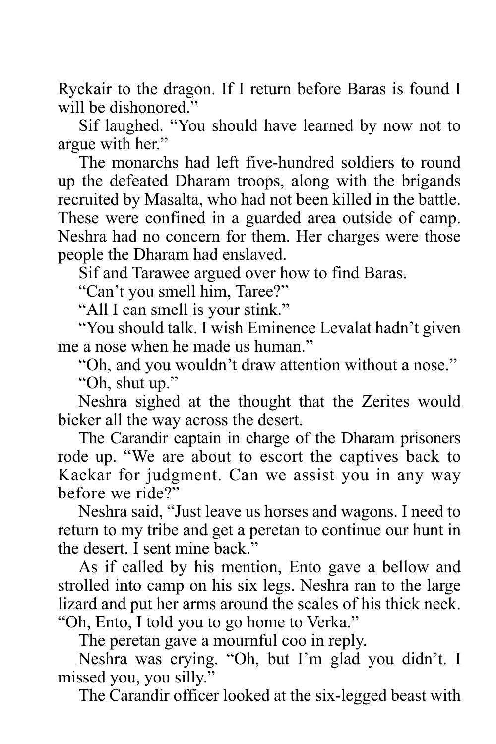Ryckair to the dragon. If I return before Baras is found I will be dishonored."

Sif laughed. "You should have learned by now not to argue with her."

The monarchs had left five-hundred soldiers to round up the defeated Dharam troops, along with the brigands recruited by Masalta, who had not been killed in the battle. These were confined in a guarded area outside of camp. Neshra had no concern for them. Her charges were those people the Dharam had enslaved.

Sif and Tarawee argued over how to find Baras.

"Can't you smell him, Taree?"

"All I can smell is your stink."

"You should talk. I wish Eminence Levalat hadn't given me a nose when he made us human."

"Oh, and you wouldn't draw attention without a nose."

"Oh, shut up."

Neshra sighed at the thought that the Zerites would bicker all the way across the desert.

The Carandir captain in charge of the Dharam prisoners rode up. "We are about to escort the captives back to Kackar for judgment. Can we assist you in any way before we ride?"

Neshra said, "Just leave us horses and wagons. I need to return to my tribe and get a peretan to continue our hunt in the desert. I sent mine back."

As if called by his mention, Ento gave a bellow and strolled into camp on his six legs. Neshra ran to the large lizard and put her arms around the scales of his thick neck. "Oh, Ento, I told you to go home to Verka."

The peretan gave a mournful coo in reply.

Neshra was crying. "Oh, but I'm glad you didn't. I missed you, you silly."

The Carandir officer looked at the six-legged beast with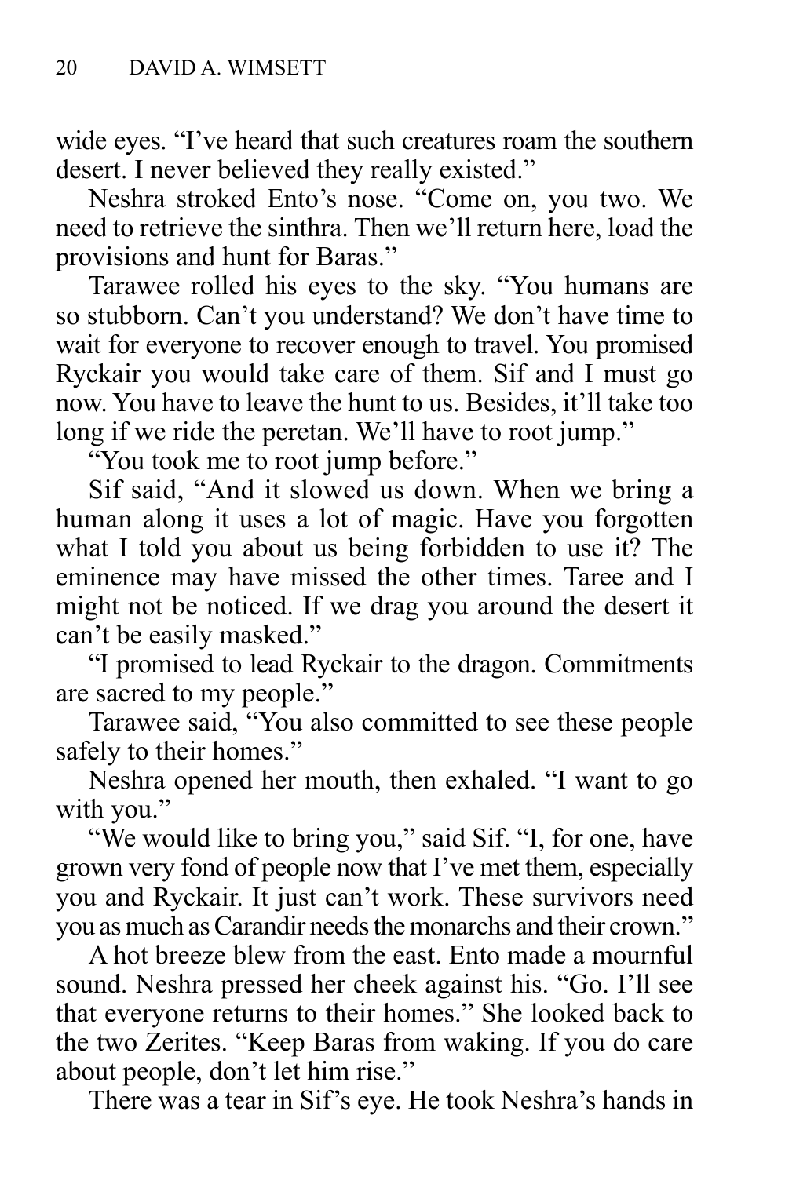wide eyes. "I've heard that such creatures roam the southern desert. I never believed they really existed."

Neshra stroked Ento's nose. "Come on, you two. We need to retrieve the sinthra. Then we'll return here, load the provisions and hunt for Baras."

Tarawee rolled his eyes to the sky. "You humans are so stubborn. Can't you understand? We don't have time to wait for everyone to recover enough to travel. You promised Ryckair you would take care of them. Sif and I must go now. You have to leave the hunt to us. Besides, it'll take too long if we ride the peretan. We'll have to root jump."

"You took me to root jump before."

Sif said, "And it slowed us down. When we bring a human along it uses a lot of magic. Have you forgotten what I told you about us being forbidden to use it? The eminence may have missed the other times. Taree and I might not be noticed. If we drag you around the desert it can't be easily masked."

"I promised to lead Ryckair to the dragon. Commitments are sacred to my people."

Tarawee said, "You also committed to see these people safely to their homes."

Neshra opened her mouth, then exhaled. "I want to go with you."

"We would like to bring you," said Sif. "I, for one, have grown very fond of people now that I've met them, especially you and Ryckair. It just can't work. These survivors need you as much as Carandir needs the monarchs and their crown."

A hot breeze blew from the east. Ento made a mournful sound. Neshra pressed her cheek against his. "Go. I'll see that everyone returns to their homes." She looked back to the two Zerites. "Keep Baras from waking. If you do care about people, don't let him rise."

There was a tear in Sif's eye. He took Neshra's hands in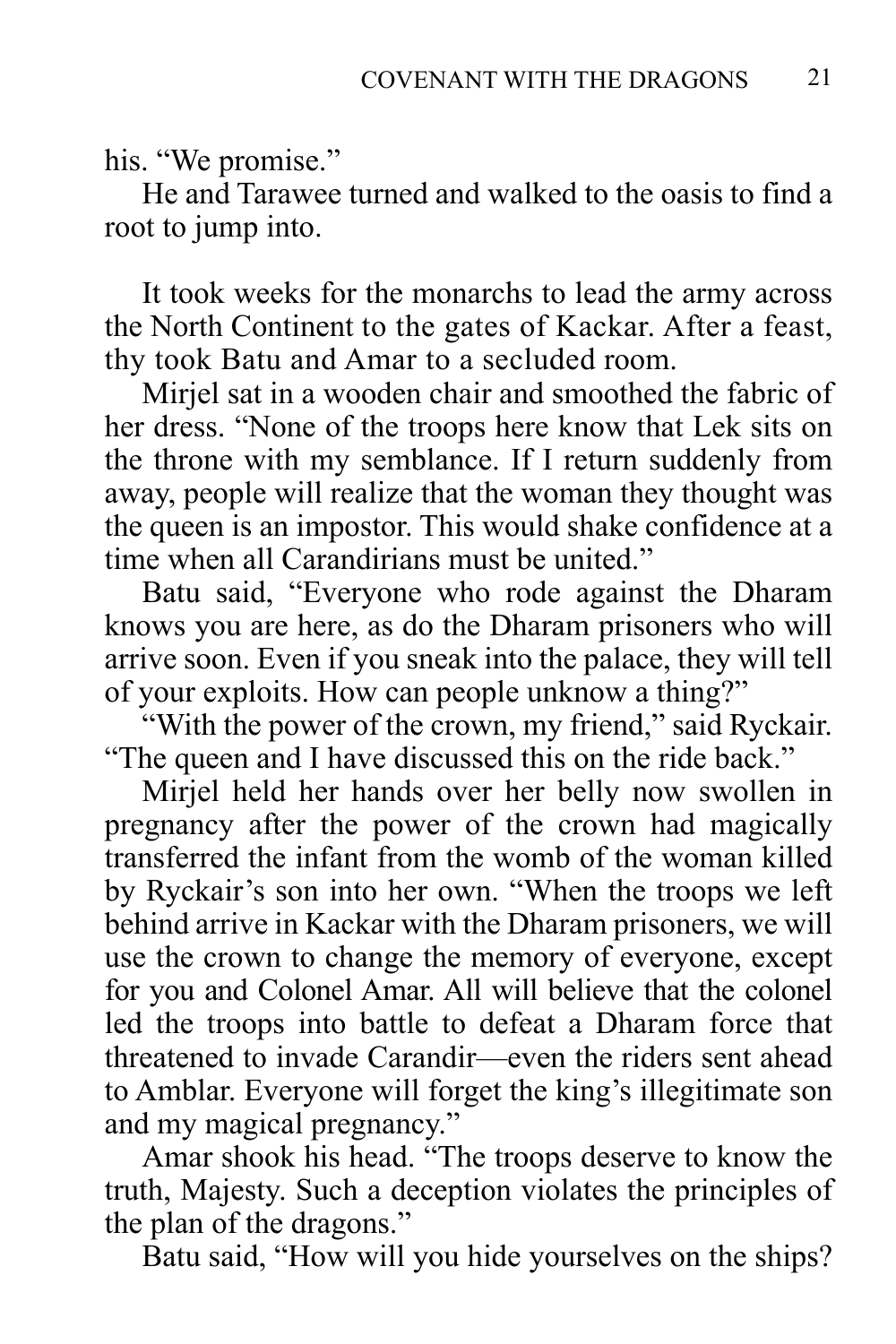his. "We promise."

He and Tarawee turned and walked to the oasis to find a root to jump into.

It took weeks for the monarchs to lead the army across the North Continent to the gates of Kackar. After a feast, thy took Batu and Amar to a secluded room.

Mirjel sat in a wooden chair and smoothed the fabric of her dress. "None of the troops here know that Lek sits on the throne with my semblance. If I return suddenly from away, people will realize that the woman they thought was the queen is an impostor. This would shake confidence at a time when all Carandirians must be united."

Batu said, "Everyone who rode against the Dharam knows you are here, as do the Dharam prisoners who will arrive soon. Even if you sneak into the palace, they will tell of your exploits. How can people unknow a thing?"

"With the power of the crown, my friend," said Ryckair. "The queen and I have discussed this on the ride back."

Mirjel held her hands over her belly now swollen in pregnancy after the power of the crown had magically transferred the infant from the womb of the woman killed by Ryckair's son into her own. "When the troops we left behind arrive in Kackar with the Dharam prisoners, we will use the crown to change the memory of everyone, except for you and Colonel Amar. All will believe that the colonel led the troops into battle to defeat a Dharam force that threatened to invade Carandir—even the riders sent ahead to Amblar. Everyone will forget the king's illegitimate son and my magical pregnancy."

Amar shook his head. "The troops deserve to know the truth, Majesty. Such a deception violates the principles of the plan of the dragons."

Batu said, "How will you hide yourselves on the ships?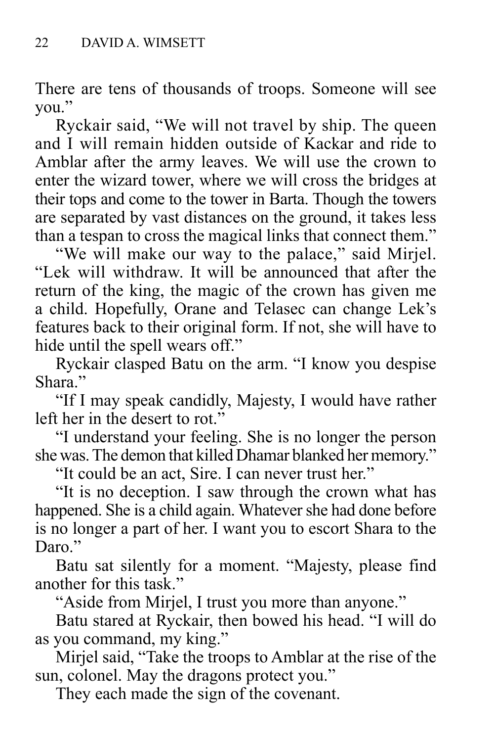There are tens of thousands of troops. Someone will see you."

Ryckair said, "We will not travel by ship. The queen and I will remain hidden outside of Kackar and ride to Amblar after the army leaves. We will use the crown to enter the wizard tower, where we will cross the bridges at their tops and come to the tower in Barta. Though the towers are separated by vast distances on the ground, it takes less than a tespan to cross the magical links that connect them."

"We will make our way to the palace," said Mirjel. "Lek will withdraw. It will be announced that after the return of the king, the magic of the crown has given me a child. Hopefully, Orane and Telasec can change Lek's features back to their original form. If not, she will have to hide until the spell wears off."

Ryckair clasped Batu on the arm. "I know you despise Shara."

"If I may speak candidly, Majesty, I would have rather left her in the desert to rot."

"I understand your feeling. She is no longer the person she was. The demon that killed Dhamar blanked her memory."

"It could be an act, Sire. I can never trust her."

"It is no deception. I saw through the crown what has happened. She is a child again. Whatever she had done before is no longer a part of her. I want you to escort Shara to the Daro."

Batu sat silently for a moment. "Majesty, please find another for this task."

"Aside from Mirjel, I trust you more than anyone."

Batu stared at Ryckair, then bowed his head. "I will do as you command, my king."

Mirjel said, "Take the troops to Amblar at the rise of the sun, colonel. May the dragons protect you."

They each made the sign of the covenant.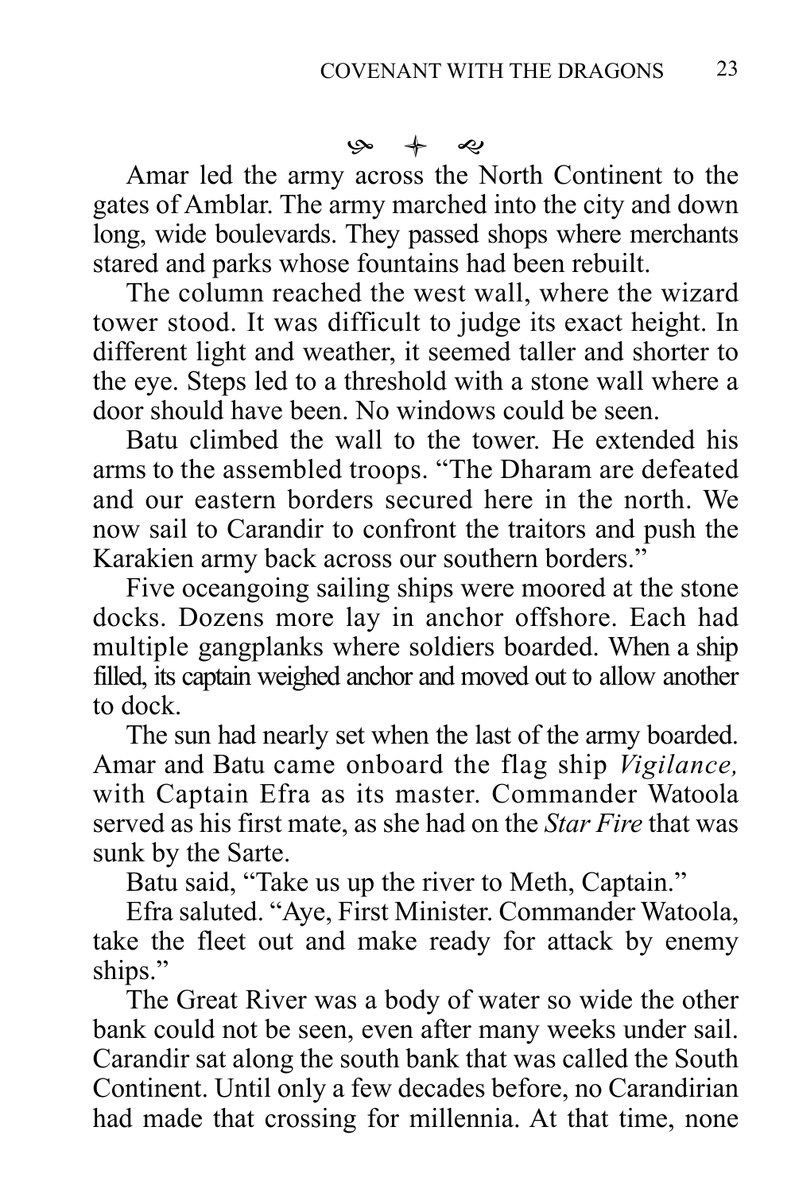⁂

Amar led the army across the North Continent to the gates of Amblar. The army marched into the city and down long, wide boulevards. They passed shops where merchants stared and parks whose fountains had been rebuilt.

The column reached the west wall, where the wizard tower stood. It was difficult to judge its exact height. In different light and weather, it seemed taller and shorter to the eye. Steps led to a threshold with a stone wall where a door should have been. No windows could be seen.

Batu climbed the wall to the tower. He extended his arms to the assembled troops. "The Dharam are defeated and our eastern borders secured here in the north. We now sail to Carandir to confront the traitors and push the Karakien army back across our southern borders."

Five oceangoing sailing ships were moored at the stone docks. Dozens more lay in anchor offshore. Each had multiple gangplanks where soldiers boarded. When a ship filled, its captain weighed anchor and moved out to allow another to dock.

The sun had nearly set when the last of the army boarded. Amar and Batu came onboard the flag ship *Vigilance,* with Captain Efra as its master. Commander Watoola served as his first mate, as she had on the *Star Fire* that was sunk by the Sarte.

Batu said, "Take us up the river to Meth, Captain."

Efra saluted. "Aye, First Minister. Commander Watoola, take the fleet out and make ready for attack by enemy ships."

The Great River was a body of water so wide the other bank could not be seen, even after many weeks under sail. Carandir sat along the south bank that was called the South Continent. Until only a few decades before, no Carandirian had made that crossing for millennia. At that time, none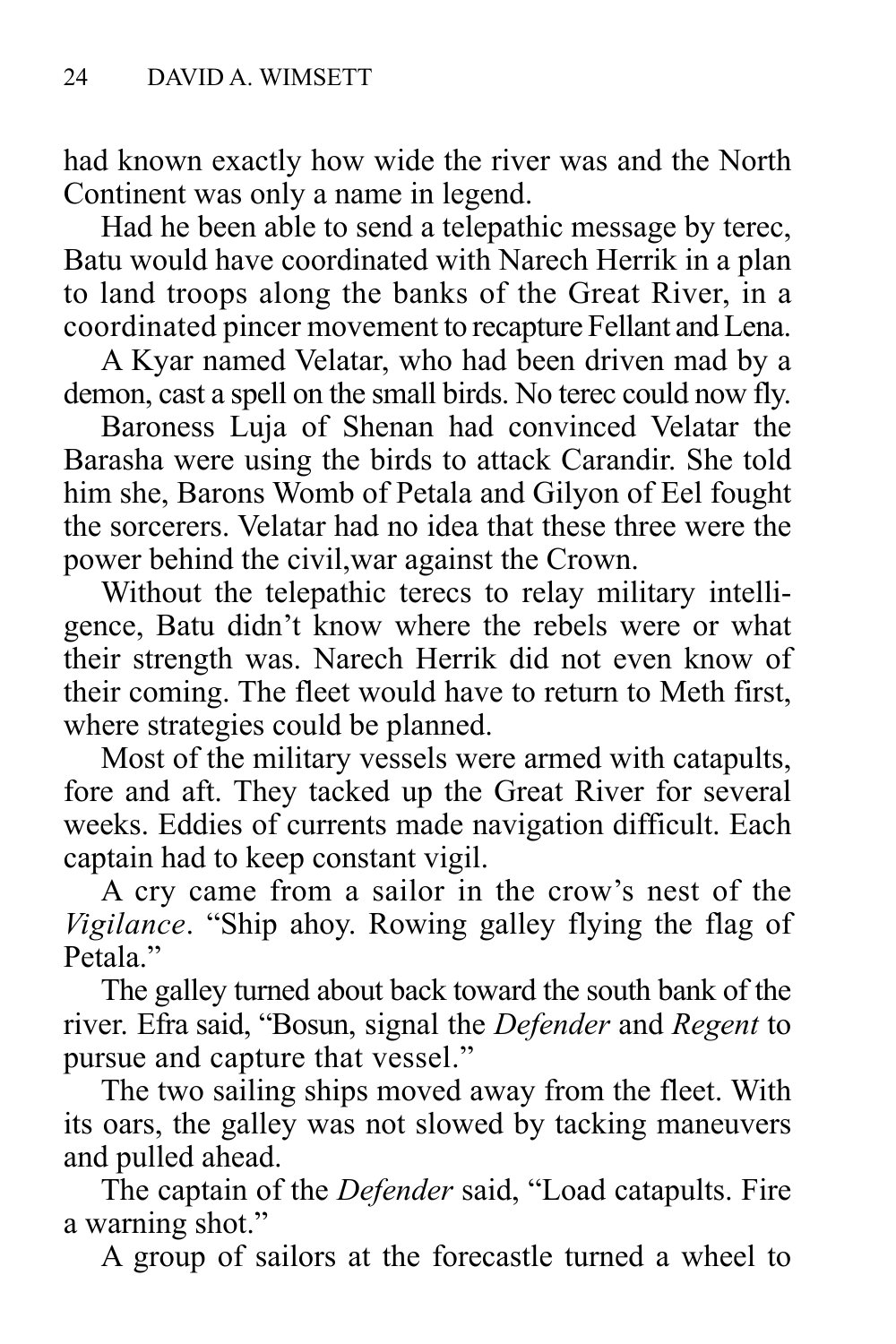had known exactly how wide the river was and the North Continent was only a name in legend.

Had he been able to send a telepathic message by terec, Batu would have coordinated with Narech Herrik in a plan to land troops along the banks of the Great River, in a coordinated pincer movement to recapture Fellant and Lena.

A Kyar named Velatar, who had been driven mad by a demon, cast a spell on the small birds. No terec could now fly.

Baroness Luja of Shenan had convinced Velatar the Barasha were using the birds to attack Carandir. She told him she, Barons Womb of Petala and Gilyon of Eel fought the sorcerers. Velatar had no idea that these three were the power behind the civil,war against the Crown.

Without the telepathic terecs to relay military intelligence, Batu didn't know where the rebels were or what their strength was. Narech Herrik did not even know of their coming. The fleet would have to return to Meth first, where strategies could be planned.

Most of the military vessels were armed with catapults, fore and aft. They tacked up the Great River for several weeks. Eddies of currents made navigation difficult. Each captain had to keep constant vigil.

A cry came from a sailor in the crow's nest of the *Vigilance*. "Ship ahoy. Rowing galley flying the flag of Petala."

The galley turned about back toward the south bank of the river. Efra said, "Bosun, signal the *Defender* and *Regent* to pursue and capture that vessel."

The two sailing ships moved away from the fleet. With its oars, the galley was not slowed by tacking maneuvers and pulled ahead.

The captain of the *Defender* said, "Load catapults. Fire a warning shot."

A group of sailors at the forecastle turned a wheel to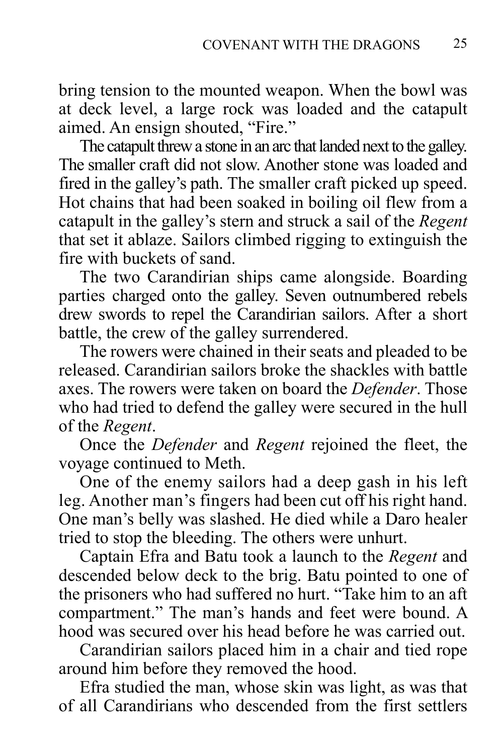bring tension to the mounted weapon. When the bowl was at deck level, a large rock was loaded and the catapult aimed. An ensign shouted, "Fire."

The catapult threw a stone in an arc that landed next to the galley. The smaller craft did not slow. Another stone was loaded and fired in the galley's path. The smaller craft picked up speed. Hot chains that had been soaked in boiling oil flew from a catapult in the galley's stern and struck a sail of the *Regent* that set it ablaze. Sailors climbed rigging to extinguish the fire with buckets of sand.

The two Carandirian ships came alongside. Boarding parties charged onto the galley. Seven outnumbered rebels drew swords to repel the Carandirian sailors. After a short battle, the crew of the galley surrendered.

The rowers were chained in their seats and pleaded to be released. Carandirian sailors broke the shackles with battle axes. The rowers were taken on board the *Defender*. Those who had tried to defend the galley were secured in the hull of the *Regent*.

Once the *Defender* and *Regent* rejoined the fleet, the voyage continued to Meth.

One of the enemy sailors had a deep gash in his left leg. Another man's fingers had been cut off his right hand. One man's belly was slashed. He died while a Daro healer tried to stop the bleeding. The others were unhurt.

Captain Efra and Batu took a launch to the *Regent* and descended below deck to the brig. Batu pointed to one of the prisoners who had suffered no hurt. "Take him to an aft compartment." The man's hands and feet were bound. A hood was secured over his head before he was carried out.

Carandirian sailors placed him in a chair and tied rope around him before they removed the hood.

Efra studied the man, whose skin was light, as was that of all Carandirians who descended from the first settlers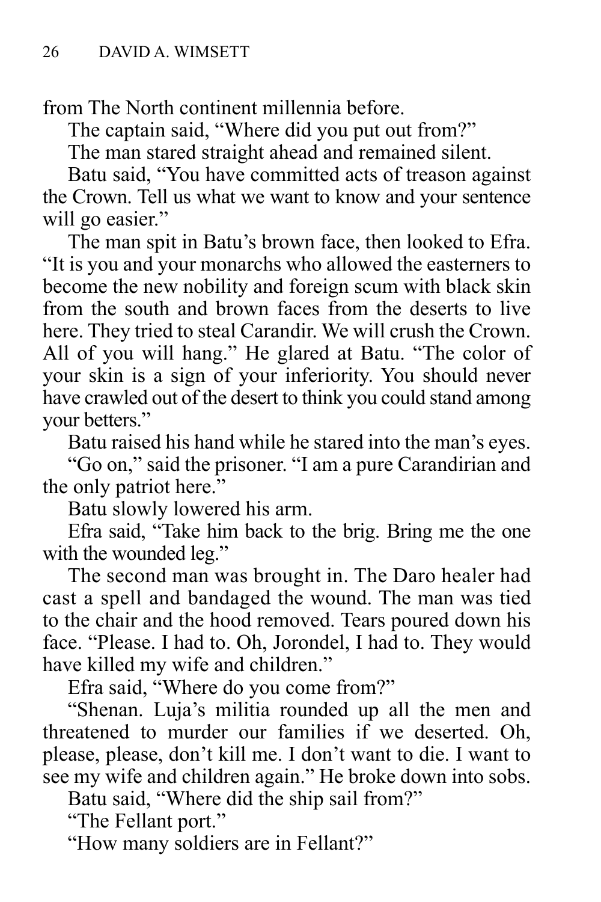from The North continent millennia before.

The captain said, "Where did you put out from?"

The man stared straight ahead and remained silent.

Batu said, "You have committed acts of treason against the Crown. Tell us what we want to know and your sentence will go easier."

The man spit in Batu's brown face, then looked to Efra. "It is you and your monarchs who allowed the easterners to become the new nobility and foreign scum with black skin from the south and brown faces from the deserts to live here. They tried to steal Carandir. We will crush the Crown. All of you will hang." He glared at Batu. "The color of your skin is a sign of your inferiority. You should never have crawled out of the desert to think you could stand among your betters."

Batu raised his hand while he stared into the man's eyes.

"Go on," said the prisoner. "I am a pure Carandirian and the only patriot here."

Batu slowly lowered his arm.

Efra said, "Take him back to the brig. Bring me the one with the wounded leg."

The second man was brought in. The Daro healer had cast a spell and bandaged the wound. The man was tied to the chair and the hood removed. Tears poured down his face. "Please. I had to. Oh, Jorondel, I had to. They would have killed my wife and children."

Efra said, "Where do you come from?"

"Shenan. Luja's militia rounded up all the men and threatened to murder our families if we deserted. Oh, please, please, don't kill me. I don't want to die. I want to see my wife and children again." He broke down into sobs.

Batu said, "Where did the ship sail from?"

"The Fellant port."

"How many soldiers are in Fellant?"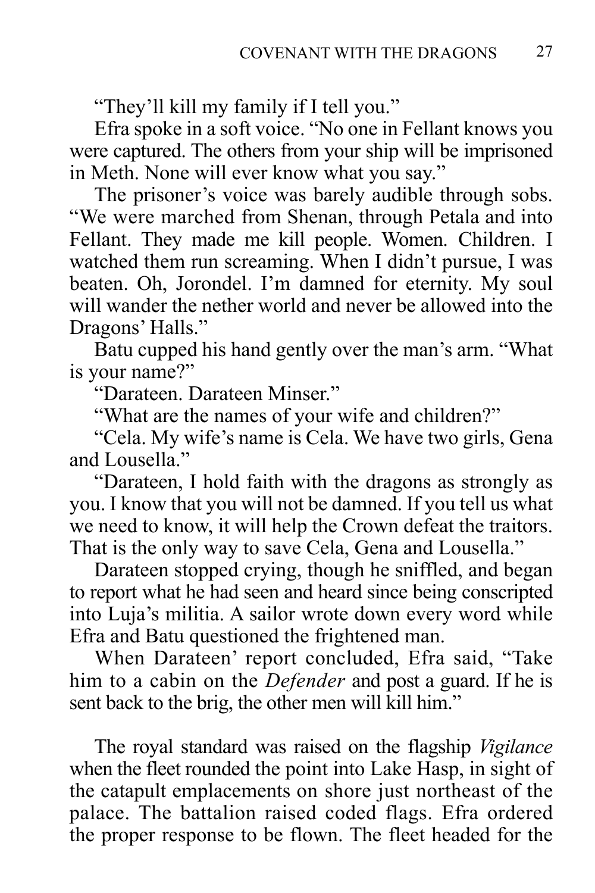"They'll kill my family if I tell you."

Efra spoke in a soft voice. "No one in Fellant knows you were captured. The others from your ship will be imprisoned in Meth. None will ever know what you say."

The prisoner's voice was barely audible through sobs. "We were marched from Shenan, through Petala and into Fellant. They made me kill people. Women. Children. I watched them run screaming. When I didn't pursue, I was beaten. Oh, Jorondel. I'm damned for eternity. My soul will wander the nether world and never be allowed into the Dragons' Halls."

Batu cupped his hand gently over the man's arm. "What is your name?"

"Darateen. Darateen Minser."

"What are the names of your wife and children?"

"Cela. My wife's name is Cela. We have two girls, Gena and Lousella."

"Darateen, I hold faith with the dragons as strongly as you. I know that you will not be damned. If you tell us what we need to know, it will help the Crown defeat the traitors. That is the only way to save Cela, Gena and Lousella."

Darateen stopped crying, though he sniffled, and began to report what he had seen and heard since being conscripted into Luja's militia. A sailor wrote down every word while Efra and Batu questioned the frightened man.

When Darateen' report concluded, Efra said, "Take him to a cabin on the *Defender* and post a guard. If he is sent back to the brig, the other men will kill him."

The royal standard was raised on the flagship *Vigilance* when the fleet rounded the point into Lake Hasp, in sight of the catapult emplacements on shore just northeast of the palace. The battalion raised coded flags. Efra ordered the proper response to be flown. The fleet headed for the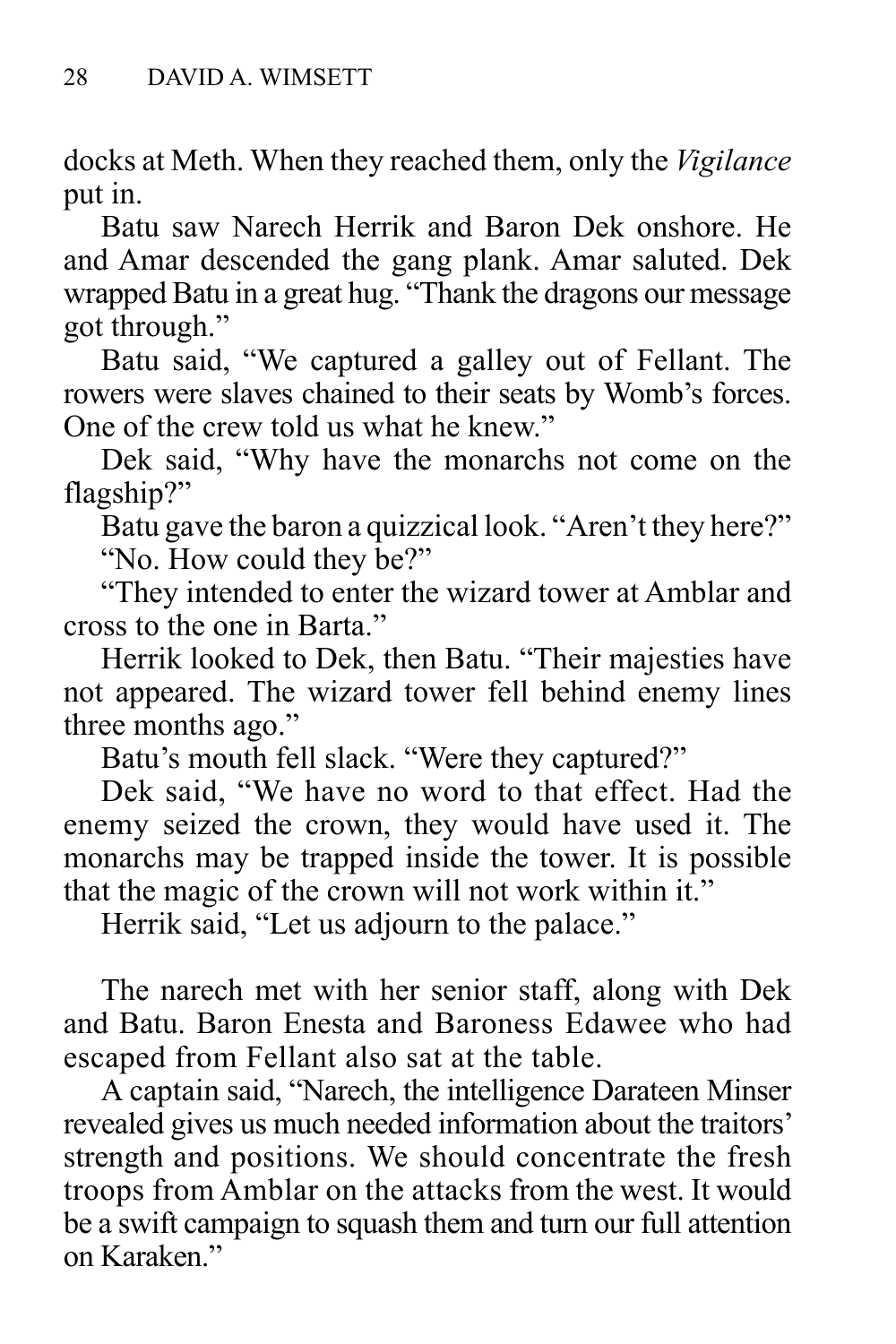docks at Meth. When they reached them, only the *Vigilance* put in.

Batu saw Narech Herrik and Baron Dek onshore. He and Amar descended the gang plank. Amar saluted. Dek wrapped Batu in a great hug. "Thank the dragons our message got through."

Batu said, "We captured a galley out of Fellant. The rowers were slaves chained to their seats by Womb's forces. One of the crew told us what he knew."

Dek said, "Why have the monarchs not come on the flagship?"

Batu gave the baron a quizzical look. "Aren't they here?"

"No. How could they be?"

"They intended to enter the wizard tower at Amblar and cross to the one in Barta."

Herrik looked to Dek, then Batu. "Their majesties have not appeared. The wizard tower fell behind enemy lines three months ago."

Batu's mouth fell slack. "Were they captured?"

Dek said, "We have no word to that effect. Had the enemy seized the crown, they would have used it. The monarchs may be trapped inside the tower. It is possible that the magic of the crown will not work within it."

Herrik said, "Let us adjourn to the palace."

The narech met with her senior staff, along with Dek and Batu. Baron Enesta and Baroness Edawee who had escaped from Fellant also sat at the table.

A captain said, "Narech, the intelligence Darateen Minser revealed gives us much needed information about the traitors' strength and positions. We should concentrate the fresh troops from Amblar on the attacks from the west. It would be a swift campaign to squash them and turn our full attention on Karaken."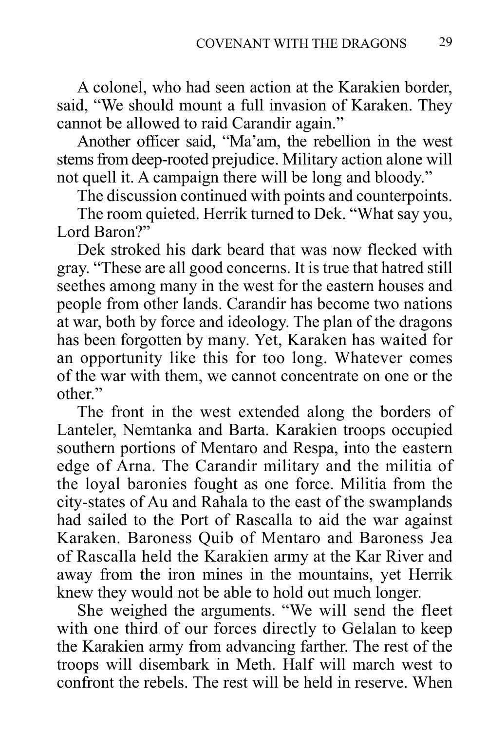A colonel, who had seen action at the Karakien border, said, “We should mount a full invasion of Karaken. They cannot be allowed to raid Carandir again.”

Another officer said, “Ma’am, the rebellion in the west stems from deep-rooted prejudice. Military action alone will not quell it. A campaign there will be long and bloody.”

The discussion continued with points and counterpoints.

The room quieted. Herrik turned to Dek. “What say you, Lord Baron?”

Dek stroked his dark beard that was now flecked with gray. “These are all good concerns. It is true that hatred still seethes among many in the west for the eastern houses and people from other lands. Carandir has become two nations at war, both by force and ideology. The plan of the dragons has been forgotten by many. Yet, Karaken has waited for an opportunity like this for too long. Whatever comes of the war with them, we cannot concentrate on one or the other.”

The front in the west extended along the borders of Lanteler, Nemtanka and Barta. Karakien troops occupied southern portions of Mentaro and Respa, into the eastern edge of Arna. The Carandir military and the militia of the loyal baronies fought as one force. Militia from the city-states of Au and Rahala to the east of the swamplands had sailed to the Port of Rascalla to aid the war against Karaken. Baroness Quib of Mentaro and Baroness Jea of Rascalla held the Karakien army at the Kar River and away from the iron mines in the mountains, yet Herrik knew they would not be able to hold out much longer.

She weighed the arguments. “We will send the fleet with one third of our forces directly to Gelalan to keep the Karakien army from advancing farther. The rest of the troops will disembark in Meth. Half will march west to confront the rebels. The rest will be held in reserve. When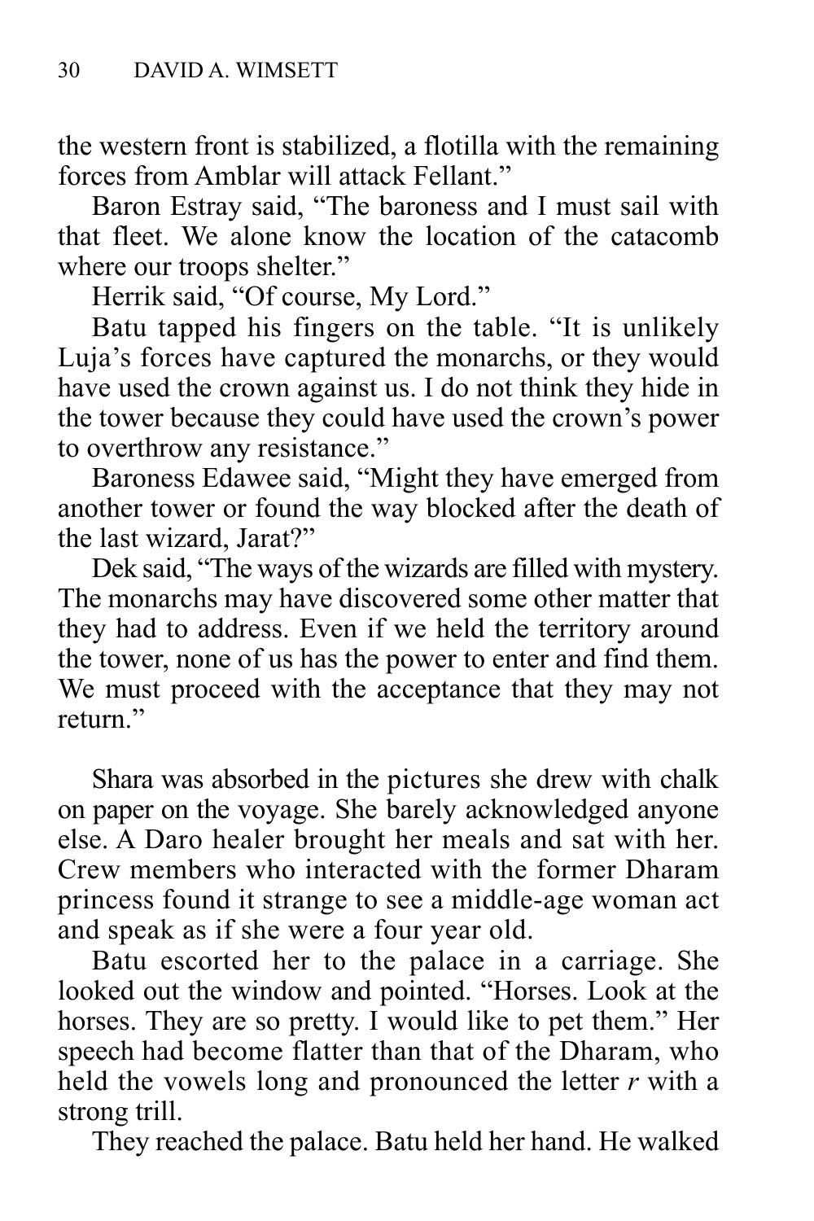the western front is stabilized, a flotilla with the remaining forces from Amblar will attack Fellant."

Baron Estray said, "The baroness and I must sail with that fleet. We alone know the location of the catacomb where our troops shelter."

Herrik said, "Of course, My Lord."

Batu tapped his fingers on the table. "It is unlikely Luja's forces have captured the monarchs, or they would have used the crown against us. I do not think they hide in the tower because they could have used the crown's power to overthrow any resistance."

Baroness Edawee said, "Might they have emerged from another tower or found the way blocked after the death of the last wizard, Jarat?"

Dek said, "The ways of the wizards are filled with mystery. The monarchs may have discovered some other matter that they had to address. Even if we held the territory around the tower, none of us has the power to enter and find them. We must proceed with the acceptance that they may not return."

Shara was absorbed in the pictures she drew with chalk on paper on the voyage. She barely acknowledged anyone else. A Daro healer brought her meals and sat with her. Crew members who interacted with the former Dharam princess found it strange to see a middle-age woman act and speak as if she were a four year old.

Batu escorted her to the palace in a carriage. She looked out the window and pointed. "Horses. Look at the horses. They are so pretty. I would like to pet them." Her speech had become flatter than that of the Dharam, who held the vowels long and pronounced the letter *r* with a strong trill.

They reached the palace. Batu held her hand. He walked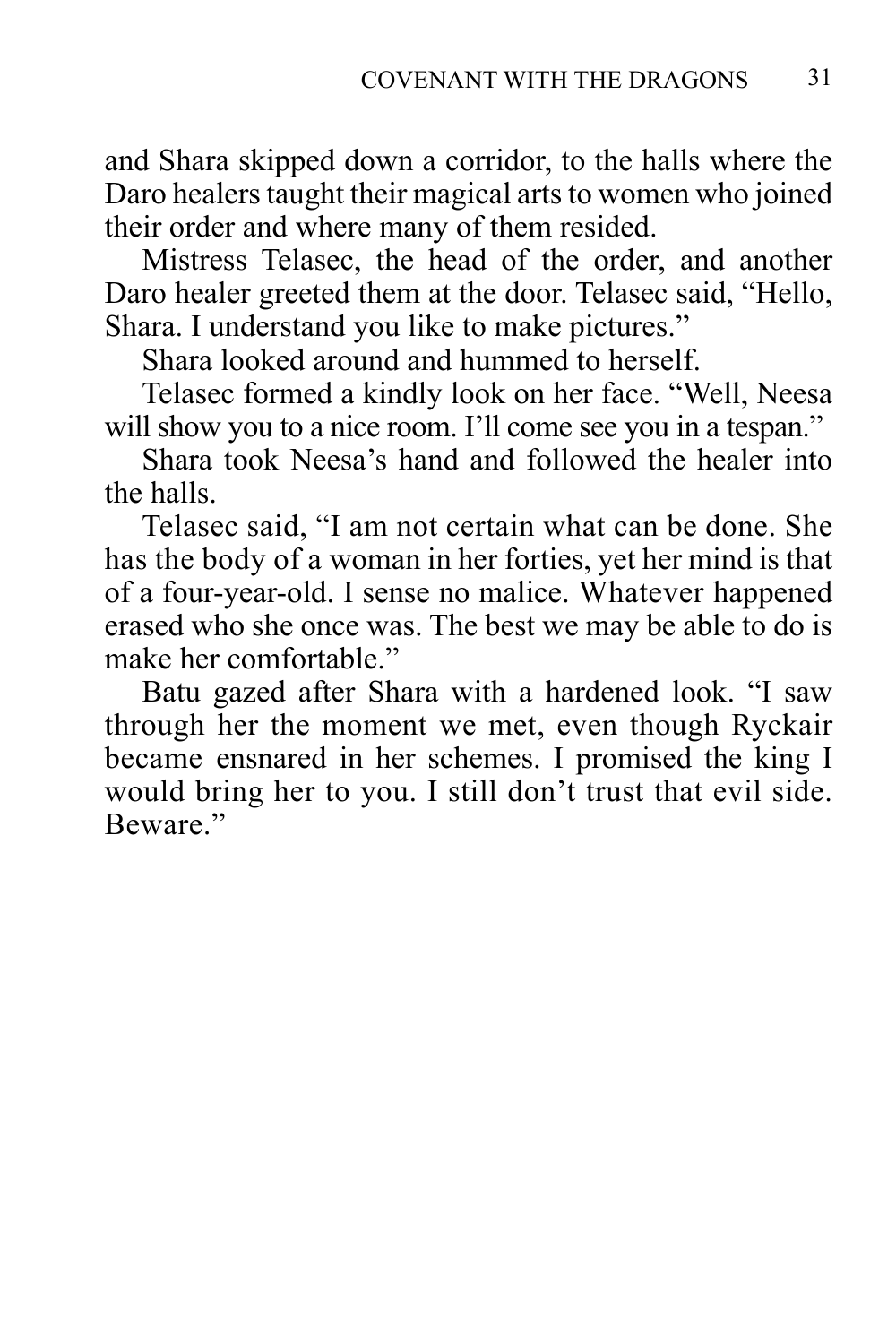and Shara skipped down a corridor, to the halls where the Daro healers taught their magical arts to women who joined their order and where many of them resided.

Mistress Telasec, the head of the order, and another Daro healer greeted them at the door. Telasec said, “Hello, Shara. I understand you like to make pictures.”

Shara looked around and hummed to herself.

Telasec formed a kindly look on her face. “Well, Neesa will show you to a nice room. I’ll come see you in a tespan.”

Shara took Neesa’s hand and followed the healer into the halls.

Telasec said, “I am not certain what can be done. She has the body of a woman in her forties, yet her mind is that of a four-year-old. I sense no malice. Whatever happened erased who she once was. The best we may be able to do is make her comfortable.”

Batu gazed after Shara with a hardened look. “I saw through her the moment we met, even though Ryckair became ensnared in her schemes. I promised the king I would bring her to you. I still don’t trust that evil side. Beware.”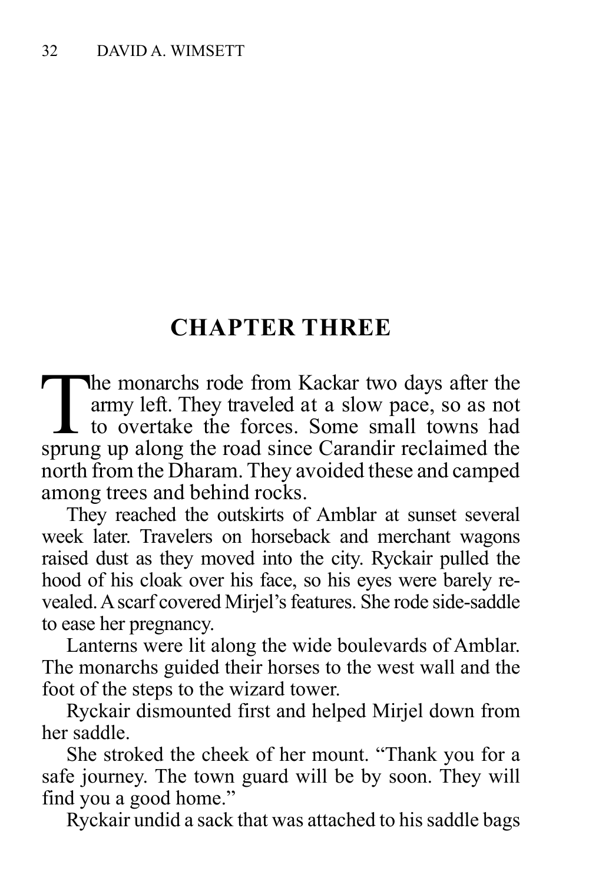## CHAPTER THREE

The monarchs rode from Kackar two days after the army left. They traveled at a slow pace, so as not to overtake the forces. Some small towns had sprung up along the road since Carandir reclaimed the north from the Dharam. They avoided these and camped among trees and behind rocks.

They reached the outskirts of Amblar at sunset several week later. Travelers on horseback and merchant wagons raised dust as they moved into the city. Ryckair pulled the hood of his cloak over his face, so his eyes were barely revealed. A scarf covered Mirjel's features. She rode side-saddle to ease her pregnancy.

Lanterns were lit along the wide boulevards of Amblar. The monarchs guided their horses to the west wall and the foot of the steps to the wizard tower.

Ryckair dismounted first and helped Mirjel down from her saddle.

She stroked the cheek of her mount. "Thank you for a safe journey. The town guard will be by soon. They will find you a good home."

Ryckair undid a sack that was attached to his saddle bags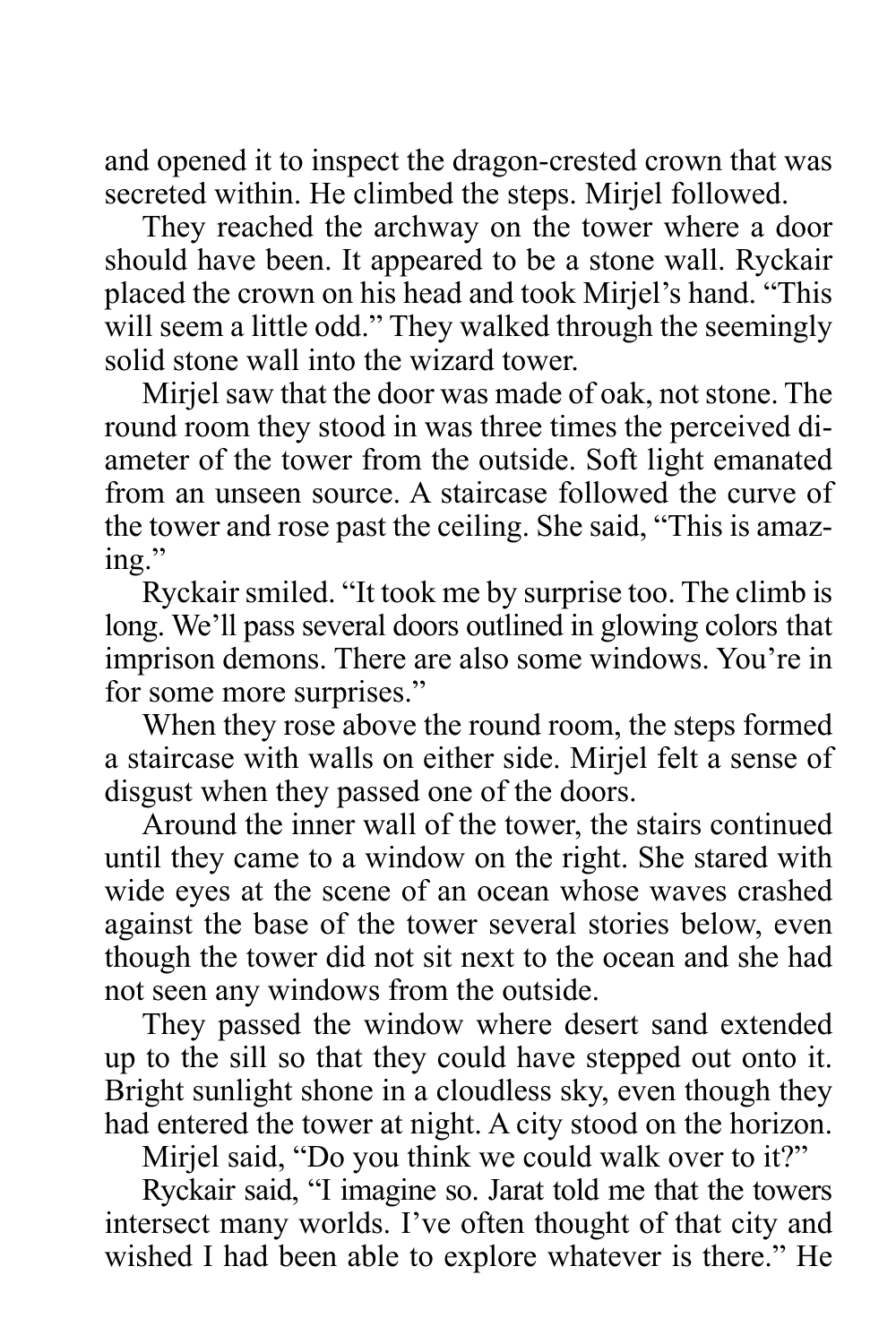and opened it to inspect the dragon-crested crown that was secreted within. He climbed the steps. Mirjel followed.

They reached the archway on the tower where a door should have been. It appeared to be a stone wall. Ryckair placed the crown on his head and took Mirjel's hand. "This will seem a little odd." They walked through the seemingly solid stone wall into the wizard tower.

Mirjel saw that the door was made of oak, not stone. The round room they stood in was three times the perceived diameter of the tower from the outside. Soft light emanated from an unseen source. A staircase followed the curve of the tower and rose past the ceiling. She said, "This is amazing."

Ryckair smiled. "It took me by surprise too. The climb is long. We'll pass several doors outlined in glowing colors that imprison demons. There are also some windows. You're in for some more surprises."

When they rose above the round room, the steps formed a staircase with walls on either side. Mirjel felt a sense of disgust when they passed one of the doors.

Around the inner wall of the tower, the stairs continued until they came to a window on the right. She stared with wide eyes at the scene of an ocean whose waves crashed against the base of the tower several stories below, even though the tower did not sit next to the ocean and she had not seen any windows from the outside.

They passed the window where desert sand extended up to the sill so that they could have stepped out onto it. Bright sunlight shone in a cloudless sky, even though they had entered the tower at night. A city stood on the horizon.

Mirjel said, "Do you think we could walk over to it?"

Ryckair said, "I imagine so. Jarat told me that the towers intersect many worlds. I've often thought of that city and wished I had been able to explore whatever is there." He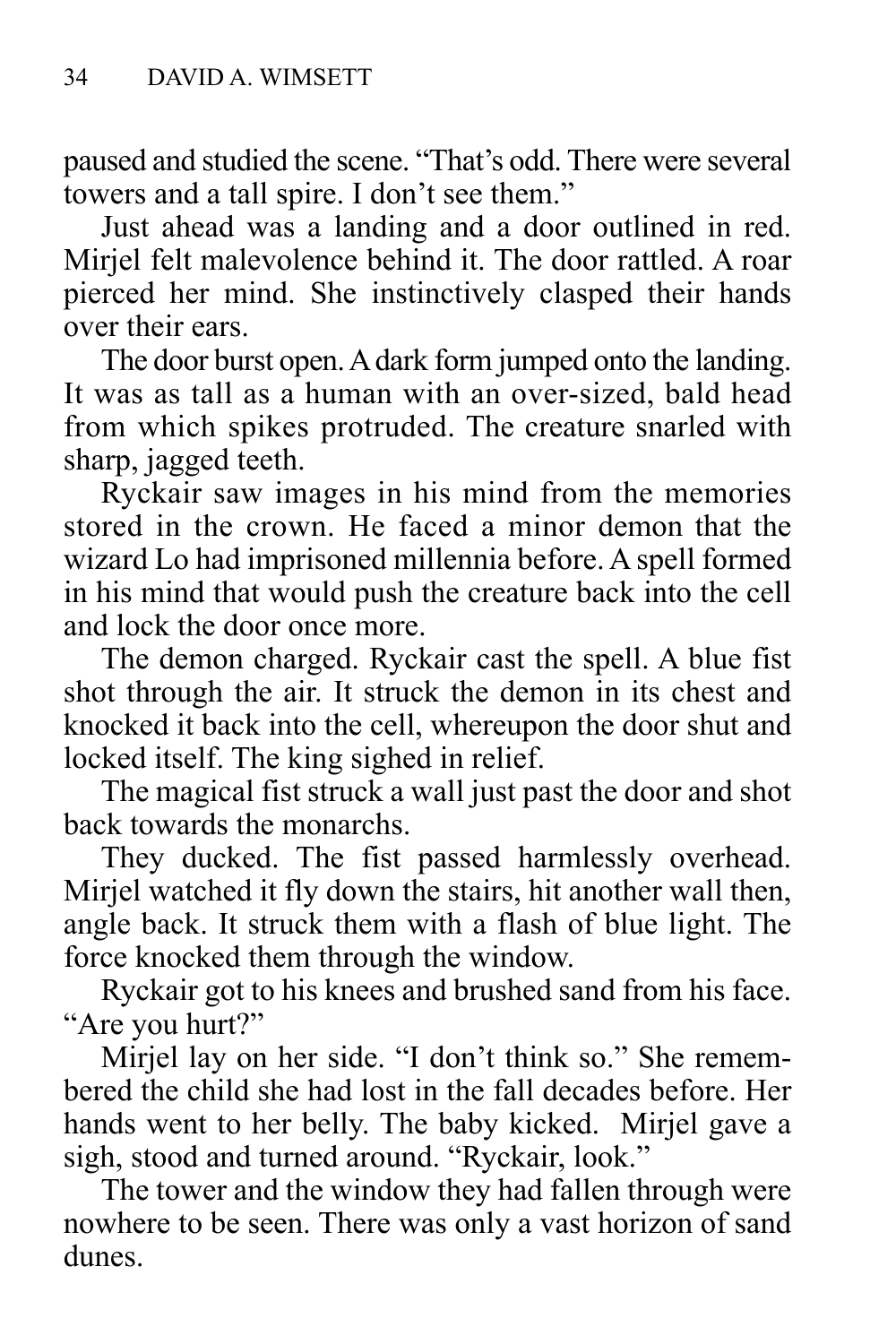paused and studied the scene. "That's odd. There were several towers and a tall spire. I don't see them."

Just ahead was a landing and a door outlined in red. Mirjel felt malevolence behind it. The door rattled. A roar pierced her mind. She instinctively clasped their hands over their ears.

The door burst open. A dark form jumped onto the landing. It was as tall as a human with an over-sized, bald head from which spikes protruded. The creature snarled with sharp, jagged teeth.

Ryckair saw images in his mind from the memories stored in the crown. He faced a minor demon that the wizard Lo had imprisoned millennia before. A spell formed in his mind that would push the creature back into the cell and lock the door once more.

The demon charged. Ryckair cast the spell. A blue fist shot through the air. It struck the demon in its chest and knocked it back into the cell, whereupon the door shut and locked itself. The king sighed in relief.

The magical fist struck a wall just past the door and shot back towards the monarchs.

They ducked. The fist passed harmlessly overhead. Mirjel watched it fly down the stairs, hit another wall then, angle back. It struck them with a flash of blue light. The force knocked them through the window.

Ryckair got to his knees and brushed sand from his face. "Are you hurt?"

Mirjel lay on her side. "I don't think so." She remembered the child she had lost in the fall decades before. Her hands went to her belly. The baby kicked. Mirjel gave a sigh, stood and turned around. "Ryckair, look."

The tower and the window they had fallen through were nowhere to be seen. There was only a vast horizon of sand dunes.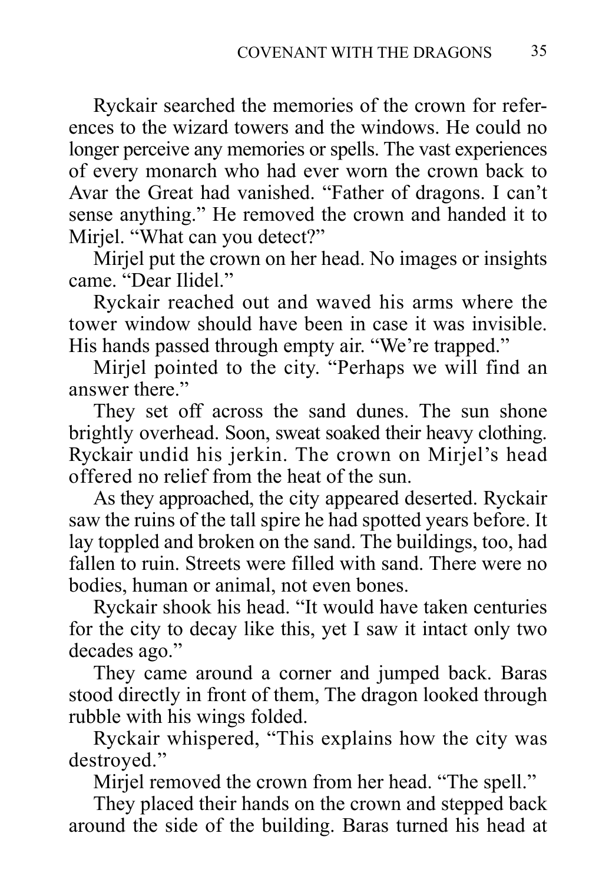Ryckair searched the memories of the crown for references to the wizard towers and the windows. He could no longer perceive any memories or spells. The vast experiences of every monarch who had ever worn the crown back to Avar the Great had vanished. "Father of dragons. I can't sense anything." He removed the crown and handed it to Mirjel. "What can you detect?"

Mirjel put the crown on her head. No images or insights came. "Dear Ilidel."

Ryckair reached out and waved his arms where the tower window should have been in case it was invisible. His hands passed through empty air. "We're trapped."

Mirjel pointed to the city. "Perhaps we will find an answer there."

They set off across the sand dunes. The sun shone brightly overhead. Soon, sweat soaked their heavy clothing. Ryckair undid his jerkin. The crown on Mirjel's head offered no relief from the heat of the sun.

As they approached, the city appeared deserted. Ryckair saw the ruins of the tall spire he had spotted years before. It lay toppled and broken on the sand. The buildings, too, had fallen to ruin. Streets were filled with sand. There were no bodies, human or animal, not even bones.

Ryckair shook his head. "It would have taken centuries for the city to decay like this, yet I saw it intact only two decades ago."

They came around a corner and jumped back. Baras stood directly in front of them, The dragon looked through rubble with his wings folded.

Ryckair whispered, "This explains how the city was destroyed."

Mirjel removed the crown from her head. "The spell."

They placed their hands on the crown and stepped back around the side of the building. Baras turned his head at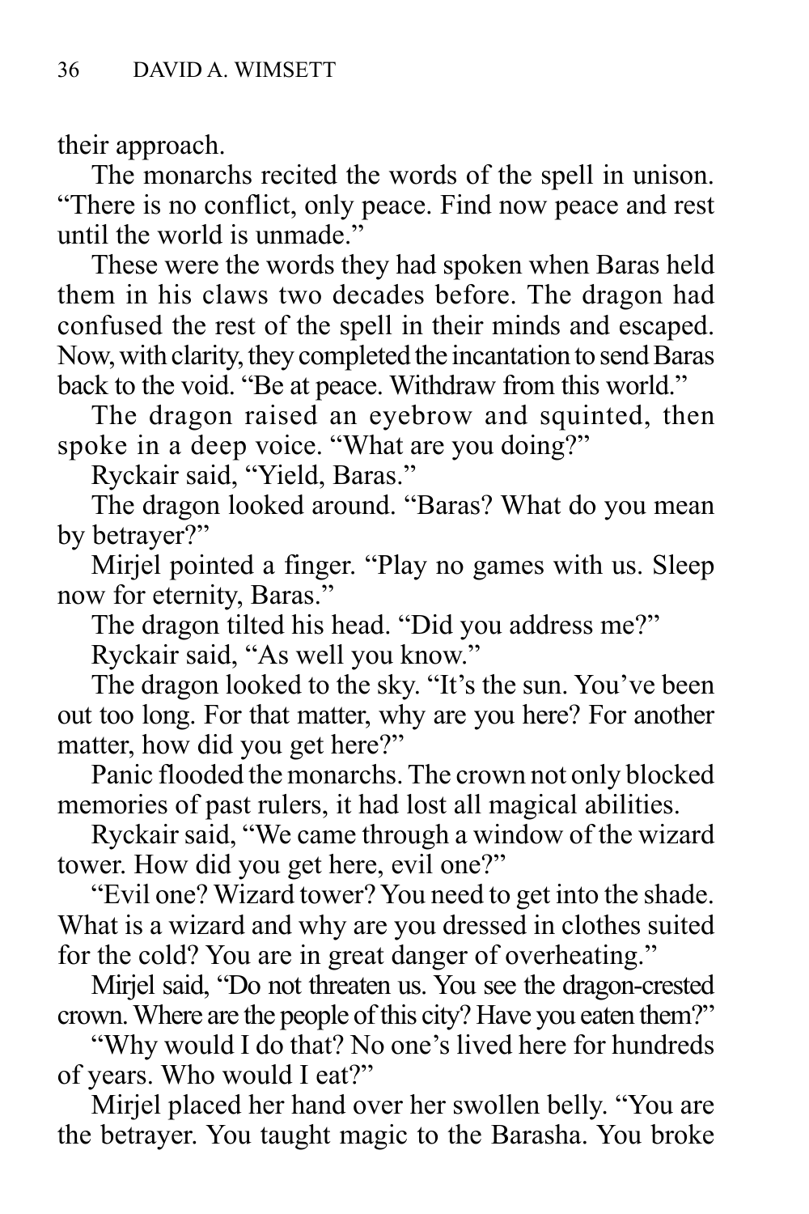their approach.

The monarchs recited the words of the spell in unison. “There is no conflict, only peace. Find now peace and rest until the world is unmade.”

These were the words they had spoken when Baras held them in his claws two decades before. The dragon had confused the rest of the spell in their minds and escaped. Now, with clarity, they completed the incantation to send Baras back to the void. “Be at peace. Withdraw from this world.”

The dragon raised an eyebrow and squinted, then spoke in a deep voice. “What are you doing?”

Ryckair said, “Yield, Baras.”

The dragon looked around. “Baras? What do you mean by betrayer?”

Mirjel pointed a finger. “Play no games with us. Sleep now for eternity, Baras.”

The dragon tilted his head. “Did you address me?”

Ryckair said, “As well you know.”

The dragon looked to the sky. “It’s the sun. You’ve been out too long. For that matter, why are you here? For another matter, how did you get here?”

Panic flooded the monarchs. The crown not only blocked memories of past rulers, it had lost all magical abilities.

Ryckair said, “We came through a window of the wizard tower. How did you get here, evil one?”

“Evil one? Wizard tower? You need to get into the shade. What is a wizard and why are you dressed in clothes suited for the cold? You are in great danger of overheating.”

Mirjel said, “Do not threaten us. You see the dragon-crested crown. Where are the people of this city? Have you eaten them?”

“Why would I do that? No one’s lived here for hundreds of years. Who would I eat?”

Mirjel placed her hand over her swollen belly. “You are the betrayer. You taught magic to the Barasha. You broke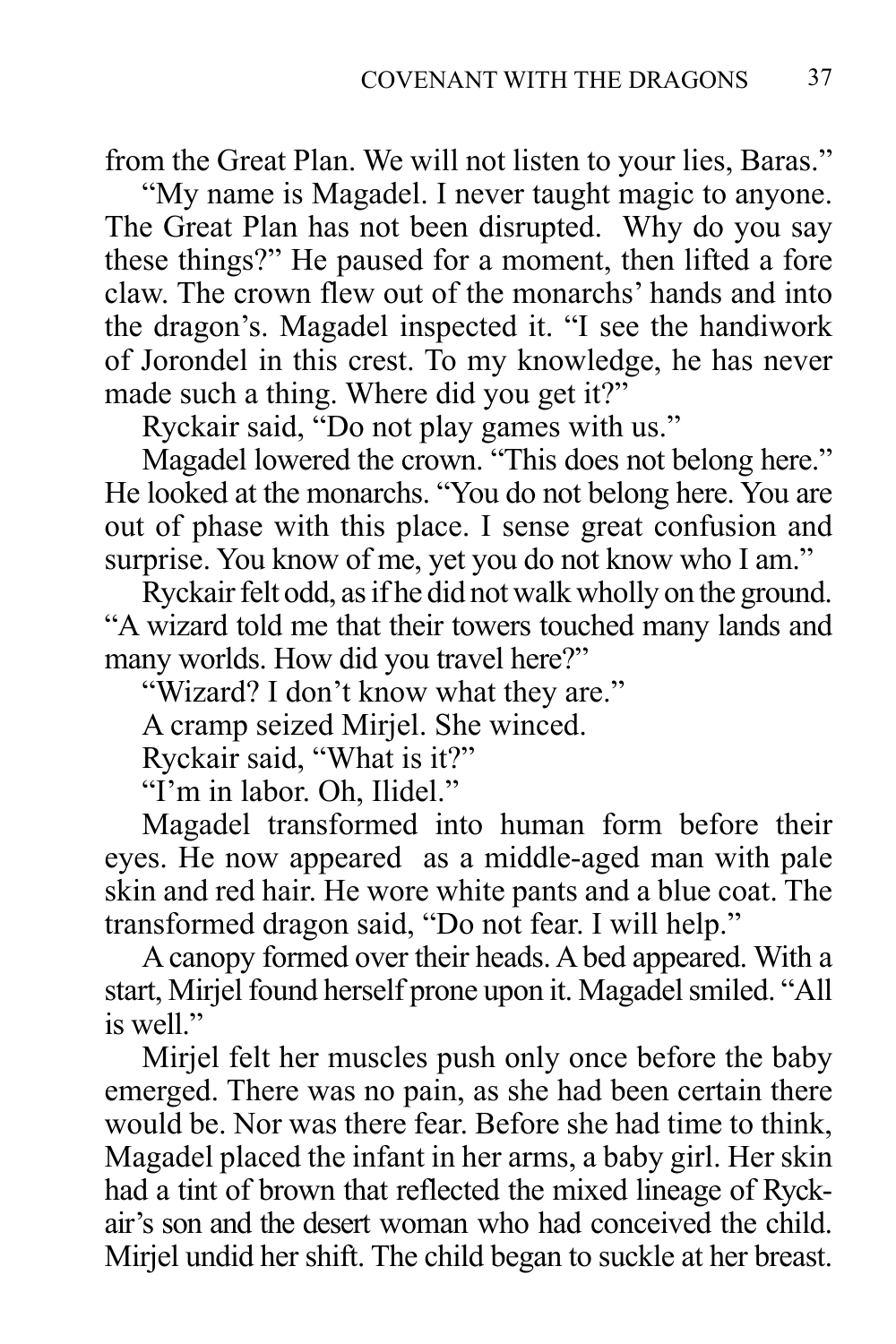from the Great Plan. We will not listen to your lies, Baras."

"My name is Magadel. I never taught magic to anyone. The Great Plan has not been disrupted. Why do you say these things?" He paused for a moment, then lifted a fore claw. The crown flew out of the monarchs' hands and into the dragon's. Magadel inspected it. "I see the handiwork of Jorondel in this crest. To my knowledge, he has never made such a thing. Where did you get it?"

Ryckair said, "Do not play games with us."

Magadel lowered the crown. "This does not belong here." He looked at the monarchs. "You do not belong here. You are out of phase with this place. I sense great confusion and surprise. You know of me, yet you do not know who I am."

Ryckair felt odd, as if he did not walk wholly on the ground. "A wizard told me that their towers touched many lands and many worlds. How did you travel here?"

"Wizard? I don't know what they are."

A cramp seized Mirjel. She winced.

Ryckair said, "What is it?"

"I'm in labor. Oh, Ilidel."

Magadel transformed into human form before their eyes. He now appeared as a middle-aged man with pale skin and red hair. He wore white pants and a blue coat. The transformed dragon said, "Do not fear. I will help."

A canopy formed over their heads. A bed appeared. With a start, Mirjel found herself prone upon it. Magadel smiled. "All is well."

Mirjel felt her muscles push only once before the baby emerged. There was no pain, as she had been certain there would be. Nor was there fear. Before she had time to think, Magadel placed the infant in her arms, a baby girl. Her skin had a tint of brown that reflected the mixed lineage of Ryckair's son and the desert woman who had conceived the child. Mirjel undid her shift. The child began to suckle at her breast.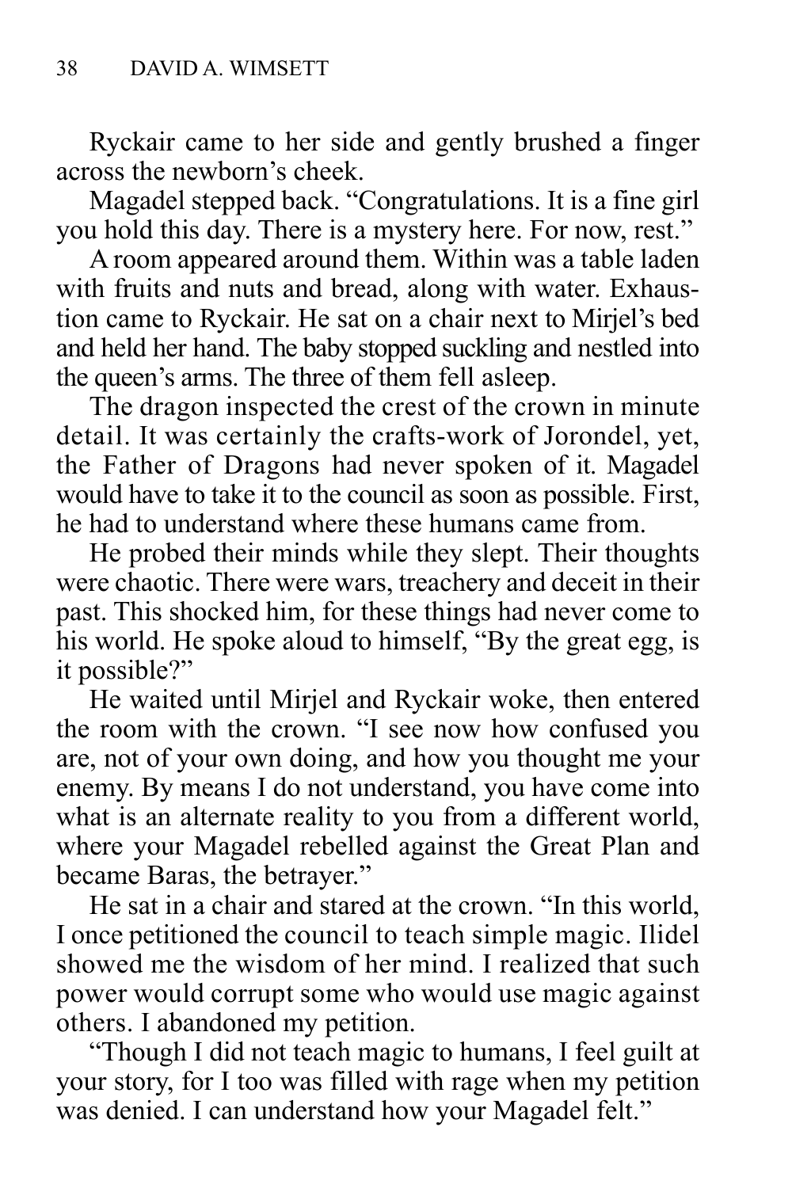Ryckair came to her side and gently brushed a finger across the newborn's cheek.

Magadel stepped back. "Congratulations. It is a fine girl you hold this day. There is a mystery here. For now, rest."

A room appeared around them. Within was a table laden with fruits and nuts and bread, along with water. Exhaustion came to Ryckair. He sat on a chair next to Mirjel's bed and held her hand. The baby stopped suckling and nestled into the queen's arms. The three of them fell asleep.

The dragon inspected the crest of the crown in minute detail. It was certainly the crafts-work of Jorondel, yet, the Father of Dragons had never spoken of it. Magadel would have to take it to the council as soon as possible. First, he had to understand where these humans came from.

He probed their minds while they slept. Their thoughts were chaotic. There were wars, treachery and deceit in their past. This shocked him, for these things had never come to his world. He spoke aloud to himself, "By the great egg, is it possible?"

He waited until Mirjel and Ryckair woke, then entered the room with the crown. "I see now how confused you are, not of your own doing, and how you thought me your enemy. By means I do not understand, you have come into what is an alternate reality to you from a different world, where your Magadel rebelled against the Great Plan and became Baras, the betrayer."

He sat in a chair and stared at the crown. "In this world, I once petitioned the council to teach simple magic. Ilidel showed me the wisdom of her mind. I realized that such power would corrupt some who would use magic against others. I abandoned my petition.

"Though I did not teach magic to humans, I feel guilt at your story, for I too was filled with rage when my petition was denied. I can understand how your Magadel felt."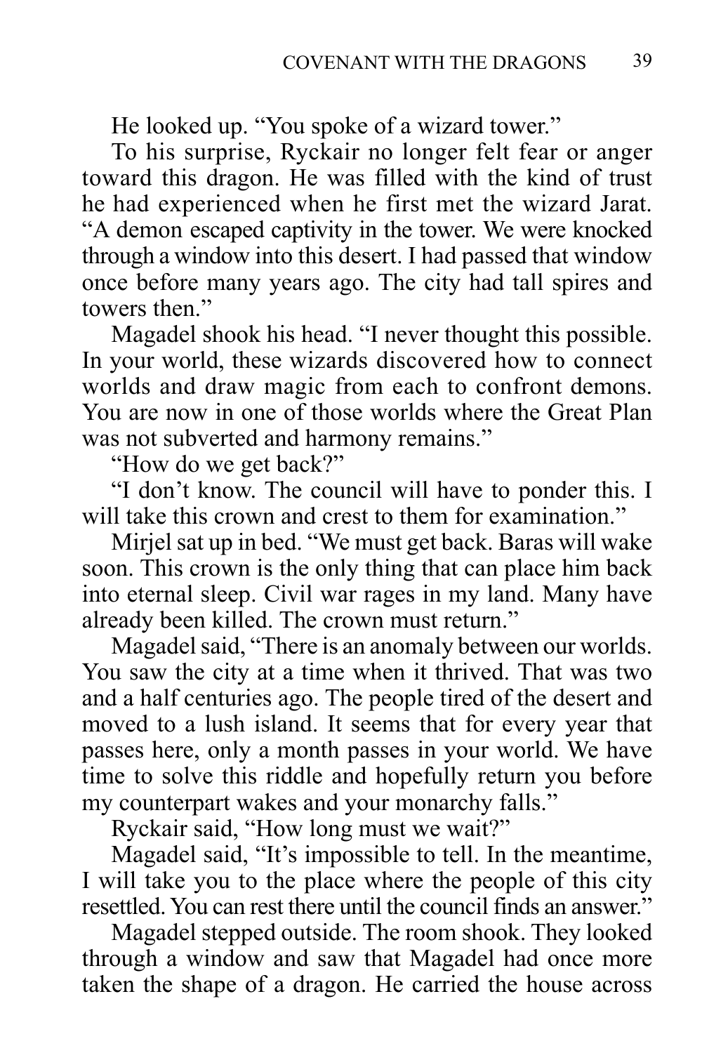He looked up. "You spoke of a wizard tower."

To his surprise, Ryckair no longer felt fear or anger toward this dragon. He was filled with the kind of trust he had experienced when he first met the wizard Jarat. "A demon escaped captivity in the tower. We were knocked through a window into this desert. I had passed that window once before many years ago. The city had tall spires and towers then."

Magadel shook his head. "I never thought this possible. In your world, these wizards discovered how to connect worlds and draw magic from each to confront demons. You are now in one of those worlds where the Great Plan was not subverted and harmony remains."

"How do we get back?"

"I don't know. The council will have to ponder this. I will take this crown and crest to them for examination."

Mirjel sat up in bed. "We must get back. Baras will wake soon. This crown is the only thing that can place him back into eternal sleep. Civil war rages in my land. Many have already been killed. The crown must return."

Magadel said, "There is an anomaly between our worlds. You saw the city at a time when it thrived. That was two and a half centuries ago. The people tired of the desert and moved to a lush island. It seems that for every year that passes here, only a month passes in your world. We have time to solve this riddle and hopefully return you before my counterpart wakes and your monarchy falls."

Ryckair said, "How long must we wait?"

Magadel said, "It's impossible to tell. In the meantime, I will take you to the place where the people of this city resettled. You can rest there until the council finds an answer."

Magadel stepped outside. The room shook. They looked through a window and saw that Magadel had once more taken the shape of a dragon. He carried the house across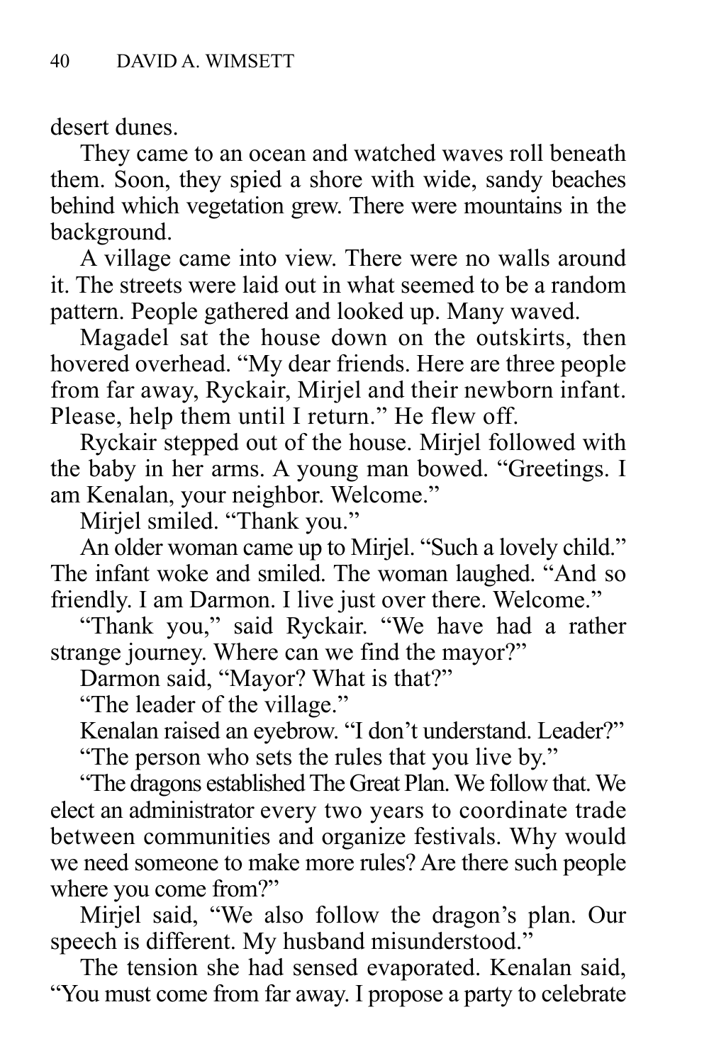desert dunes.

They came to an ocean and watched waves roll beneath them. Soon, they spied a shore with wide, sandy beaches behind which vegetation grew. There were mountains in the background.

A village came into view. There were no walls around it. The streets were laid out in what seemed to be a random pattern. People gathered and looked up. Many waved.

Magadel sat the house down on the outskirts, then hovered overhead. "My dear friends. Here are three people from far away, Ryckair, Mirjel and their newborn infant. Please, help them until I return." He flew off.

Ryckair stepped out of the house. Mirjel followed with the baby in her arms. A young man bowed. "Greetings. I am Kenalan, your neighbor. Welcome."

Mirjel smiled. "Thank you."

An older woman came up to Mirjel. "Such a lovely child." The infant woke and smiled. The woman laughed. "And so friendly. I am Darmon. I live just over there. Welcome."

"Thank you," said Ryckair. "We have had a rather strange journey. Where can we find the mayor?"

Darmon said, "Mayor? What is that?"

"The leader of the village."

Kenalan raised an eyebrow. "I don't understand. Leader?"

"The person who sets the rules that you live by."

"The dragons established The Great Plan. We follow that. We elect an administrator every two years to coordinate trade between communities and organize festivals. Why would we need someone to make more rules? Are there such people where you come from?"

Mirjel said, "We also follow the dragon's plan. Our speech is different. My husband misunderstood."

The tension she had sensed evaporated. Kenalan said, "You must come from far away. I propose a party to celebrate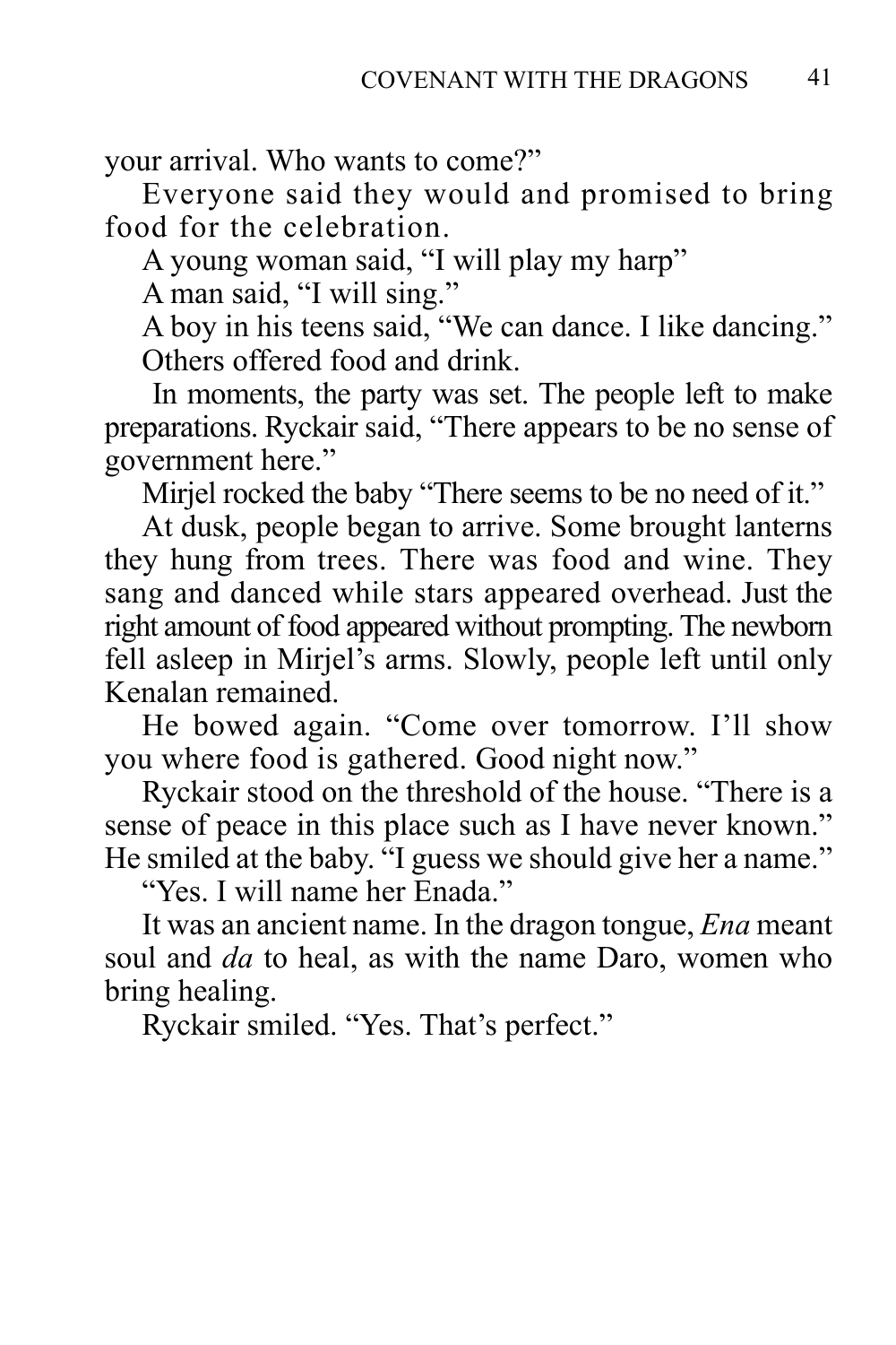your arrival. Who wants to come?"

Everyone said they would and promised to bring food for the celebration.

A young woman said, "I will play my harp"

A man said, "I will sing."

A boy in his teens said, "We can dance. I like dancing."

Others offered food and drink.

In moments, the party was set. The people left to make preparations. Ryckair said, "There appears to be no sense of government here."

Mirjel rocked the baby "There seems to be no need of it."

At dusk, people began to arrive. Some brought lanterns they hung from trees. There was food and wine. They sang and danced while stars appeared overhead. Just the right amount of food appeared without prompting. The newborn fell asleep in Mirjel's arms. Slowly, people left until only Kenalan remained.

He bowed again. "Come over tomorrow. I'll show you where food is gathered. Good night now."

Ryckair stood on the threshold of the house. "There is a sense of peace in this place such as I have never known." He smiled at the baby. "I guess we should give her a name."

"Yes. I will name her Enada."

It was an ancient name. In the dragon tongue, *Ena* meant soul and *da* to heal, as with the name Daro, women who bring healing.

Ryckair smiled. "Yes. That's perfect."